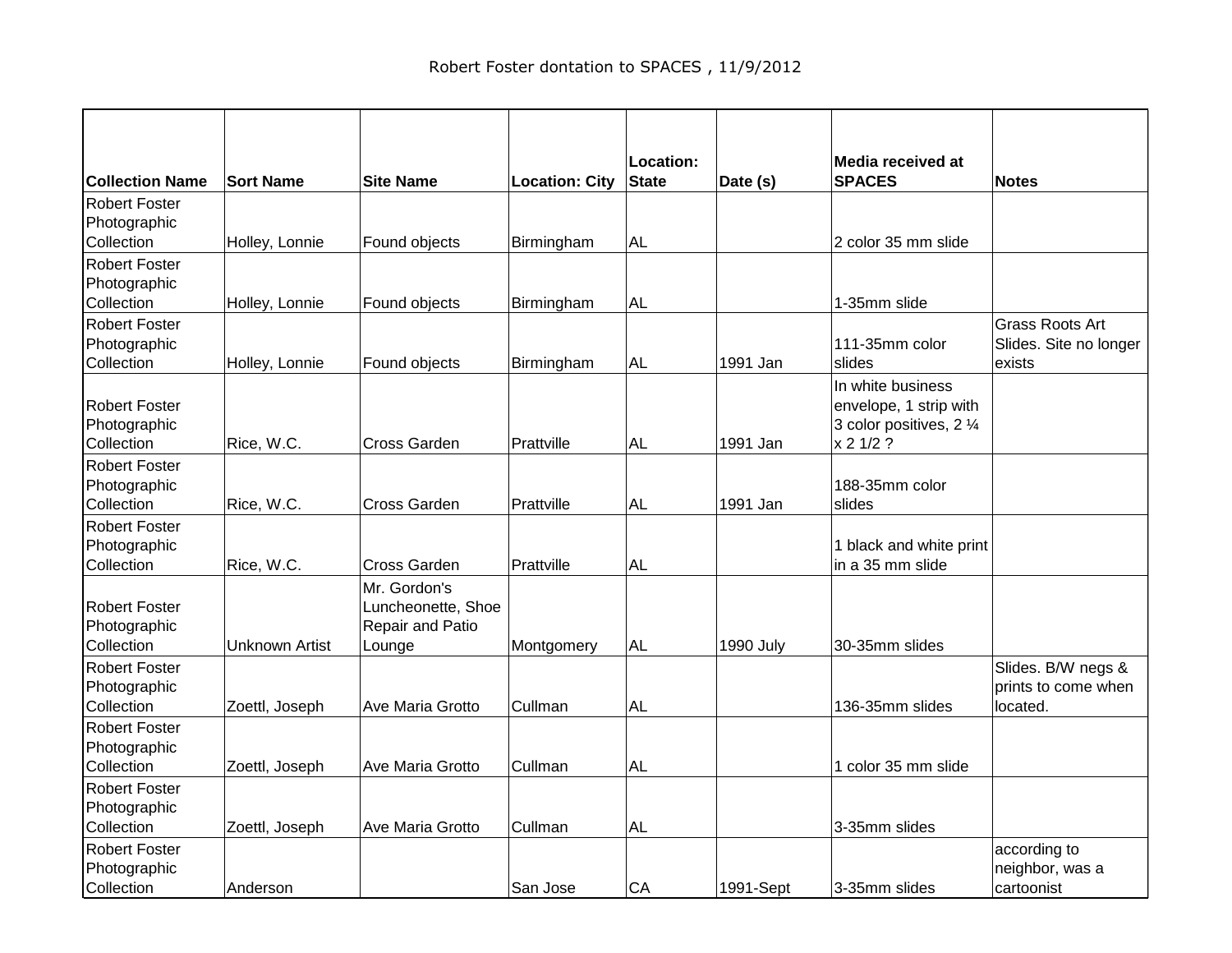# Robert Foster dontation to SPACES , 11/9/2012

| Collection Name | Sort Name | Site Name | Location: City | Location: State | Date (s) | Media received at SPACES | Notes |
|---|---|---|---|---|---|---|---|
| Robert Foster Photographic Collection | Holley, Lonnie | Found objects | Birmingham | AL | | 2 color 35 mm slide | |
| Robert Foster Photographic Collection | Holley, Lonnie | Found objects | Birmingham | AL | | 1-35mm slide | |
| Robert Foster Photographic Collection | Holley, Lonnie | Found objects | Birmingham | AL | 1991 Jan | 111-35mm color slides | Grass Roots Art Slides. Site no longer exists |
| Robert Foster Photographic Collection | Rice, W.C. | Cross Garden | Prattville | AL | 1991 Jan | In white business envelope, 1 strip with 3 color positives, 2 ¼ x 2 1/2 ? | |
| Robert Foster Photographic Collection | Rice, W.C. | Cross Garden | Prattville | AL | 1991 Jan | 188-35mm color slides | |
| Robert Foster Photographic Collection | Rice, W.C. | Cross Garden | Prattville | AL | | 1 black and white print in a 35 mm slide | |
| Robert Foster Photographic Collection | Unknown Artist | Mr. Gordon's Luncheonette, Shoe Repair and Patio Lounge | Montgomery | AL | 1990 July | 30-35mm slides | |
| Robert Foster Photographic Collection | Zoettl, Joseph | Ave Maria Grotto | Cullman | AL | | 136-35mm slides | Slides. B/W negs & prints to come when located. |
| Robert Foster Photographic Collection | Zoettl, Joseph | Ave Maria Grotto | Cullman | AL | | 1 color 35 mm slide | |
| Robert Foster Photographic Collection | Zoettl, Joseph | Ave Maria Grotto | Cullman | AL | | 3-35mm slides | |
| Robert Foster Photographic Collection | Anderson | | San Jose | CA | 1991-Sept | 3-35mm slides | according to neighbor, was a cartoonist |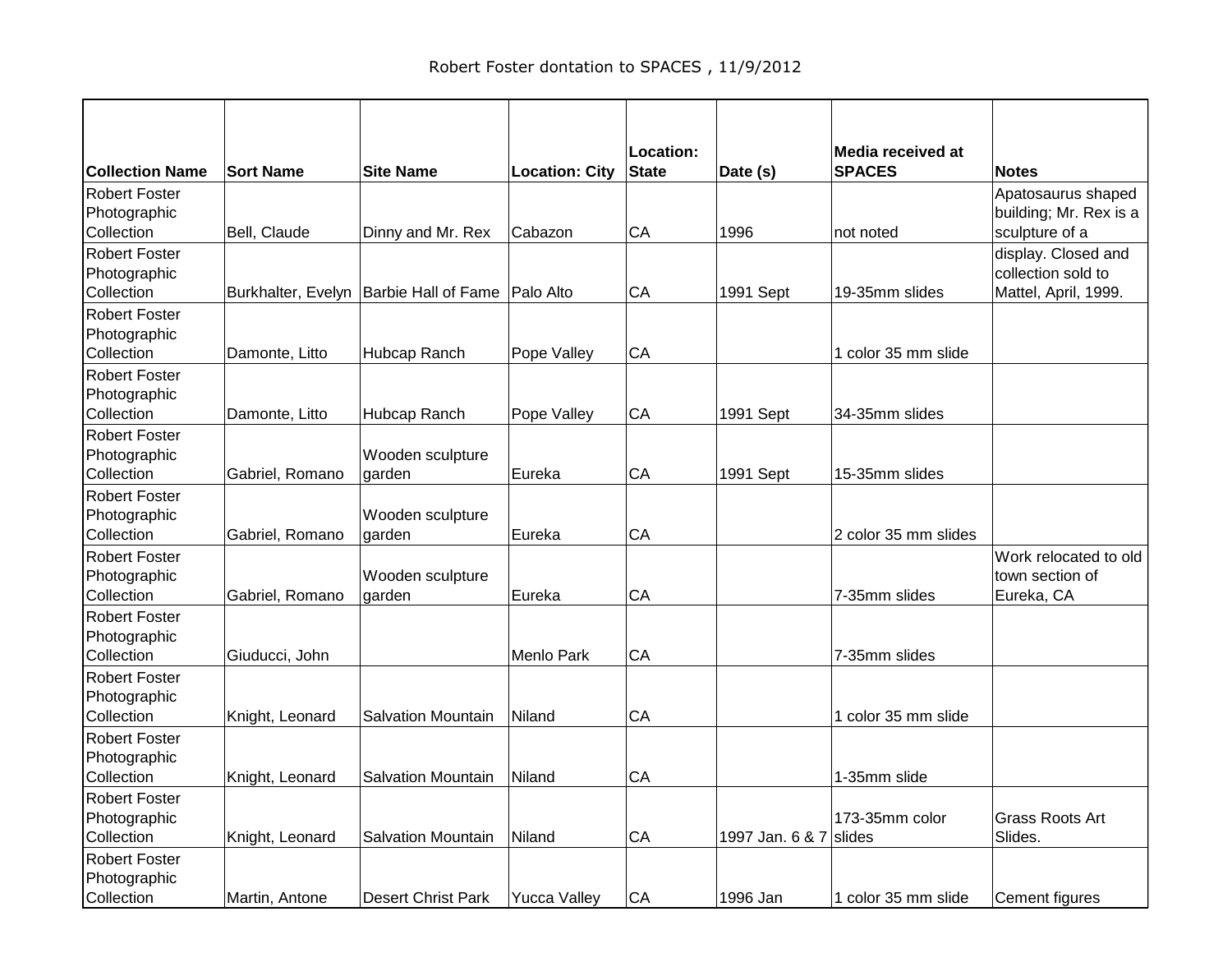Robert Foster dontation to SPACES , 11/9/2012

| Collection Name | Sort Name | Site Name | Location: City | Location: State | Date (s) | Media received at SPACES | Notes |
|---|---|---|---|---|---|---|---|
| Robert Foster Photographic Collection | Bell, Claude | Dinny and Mr. Rex | Cabazon | CA | 1996 | not noted | Apatosaurus shaped building; Mr. Rex is a sculpture of a |
| Robert Foster Photographic Collection | Burkhalter, Evelyn | Barbie Hall of Fame | Palo Alto | CA | 1991 Sept | 19-35mm slides | display. Closed and collection sold to Mattel, April, 1999. |
| Robert Foster Photographic Collection | Damonte, Litto | Hubcap Ranch | Pope Valley | CA | | 1 color 35 mm slide | |
| Robert Foster Photographic Collection | Damonte, Litto | Hubcap Ranch | Pope Valley | CA | 1991 Sept | 34-35mm slides | |
| Robert Foster Photographic Collection | Gabriel, Romano | Wooden sculpture garden | Eureka | CA | 1991 Sept | 15-35mm slides | |
| Robert Foster Photographic Collection | Gabriel, Romano | Wooden sculpture garden | Eureka | CA | | 2 color 35 mm slides | |
| Robert Foster Photographic Collection | Gabriel, Romano | Wooden sculpture garden | Eureka | CA | | 7-35mm slides | Work relocated to old town section of Eureka, CA |
| Robert Foster Photographic Collection | Giuducci, John | | Menlo Park | CA | | 7-35mm slides | |
| Robert Foster Photographic Collection | Knight, Leonard | Salvation Mountain | Niland | CA | | 1 color 35 mm slide | |
| Robert Foster Photographic Collection | Knight, Leonard | Salvation Mountain | Niland | CA | | 1-35mm slide | |
| Robert Foster Photographic Collection | Knight, Leonard | Salvation Mountain | Niland | CA | 1997 Jan. 6 & 7 | 173-35mm color slides | Grass Roots Art Slides. |
| Robert Foster Photographic Collection | Martin, Antone | Desert Christ Park | Yucca Valley | CA | 1996 Jan | 1 color 35 mm slide | Cement figures |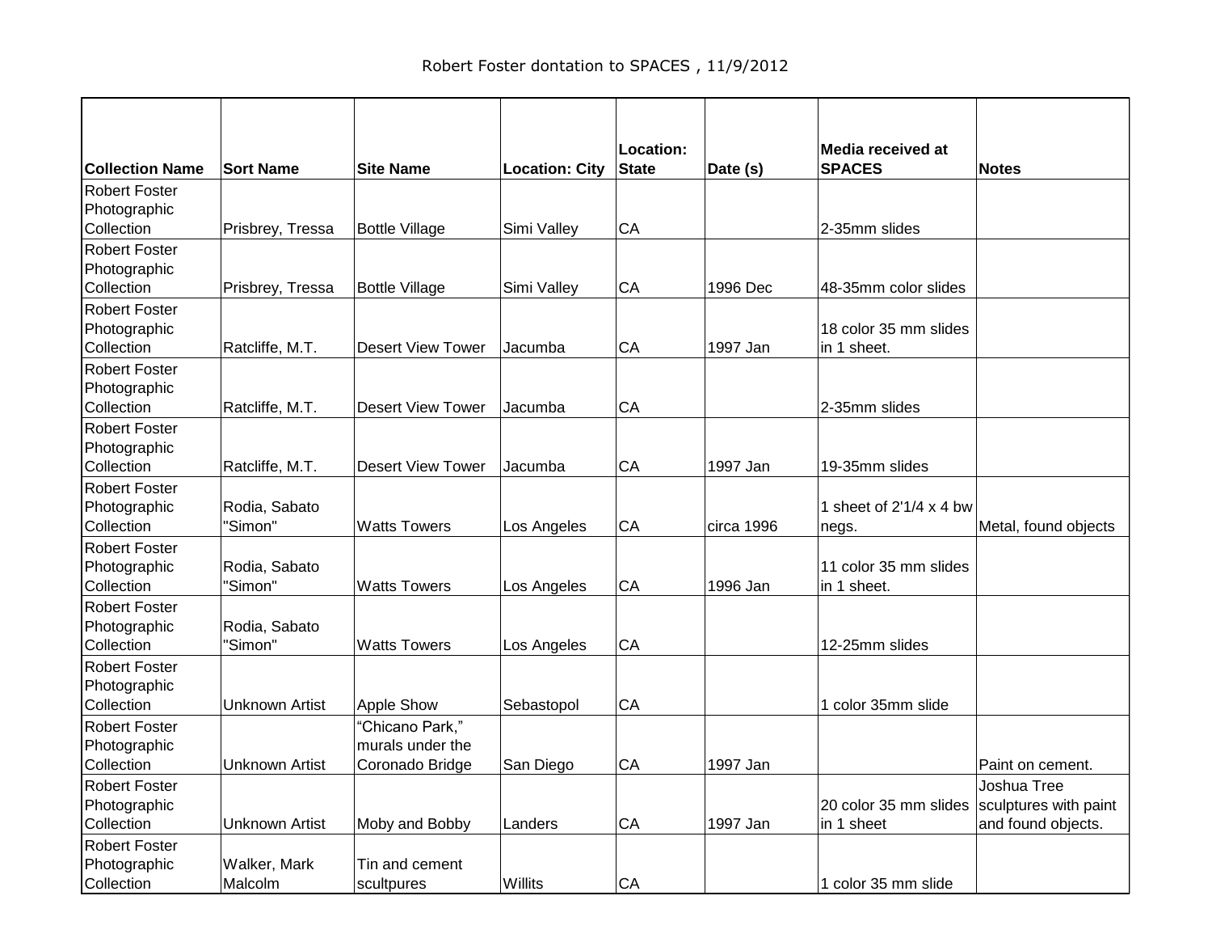Robert Foster dontation to SPACES , 11/9/2012

| Collection Name | Sort Name | Site Name | Location: City | Location: State | Date (s) | Media received at SPACES | Notes |
|---|---|---|---|---|---|---|---|
| Robert Foster Photographic Collection | Prisbrey, Tressa | Bottle Village | Simi Valley | CA | | 2-35mm slides | |
| Robert Foster Photographic Collection | Prisbrey, Tressa | Bottle Village | Simi Valley | CA | 1996 Dec | 48-35mm color slides | |
| Robert Foster Photographic Collection | Ratcliffe, M.T. | Desert View Tower | Jacumba | CA | 1997 Jan | 18 color 35 mm slides in 1 sheet. | |
| Robert Foster Photographic Collection | Ratcliffe, M.T. | Desert View Tower | Jacumba | CA | | 2-35mm slides | |
| Robert Foster Photographic Collection | Ratcliffe, M.T. | Desert View Tower | Jacumba | CA | 1997 Jan | 19-35mm slides | |
| Robert Foster Photographic Collection | Rodia, Sabato "Simon" | Watts Towers | Los Angeles | CA | circa 1996 | 1 sheet of 2'1/4 x 4 bw negs. | Metal, found objects |
| Robert Foster Photographic Collection | Rodia, Sabato "Simon" | Watts Towers | Los Angeles | CA | 1996 Jan | 11 color 35 mm slides in 1 sheet. | |
| Robert Foster Photographic Collection | Rodia, Sabato "Simon" | Watts Towers | Los Angeles | CA | | 12-25mm slides | |
| Robert Foster Photographic Collection | Unknown Artist | Apple Show | Sebastopol | CA | | 1 color 35mm slide | |
| Robert Foster Photographic Collection | Unknown Artist | "Chicano Park," murals under the Coronado Bridge | San Diego | CA | 1997 Jan | | Paint on cement. |
| Robert Foster Photographic Collection | Unknown Artist | Moby and Bobby | Landers | CA | 1997 Jan | 20 color 35 mm slides in 1 sheet | Joshua Tree sculptures with paint and found objects. |
| Robert Foster Photographic Collection | Walker, Mark Malcolm | Tin and cement scultpures | Willits | CA | | 1 color 35 mm slide | |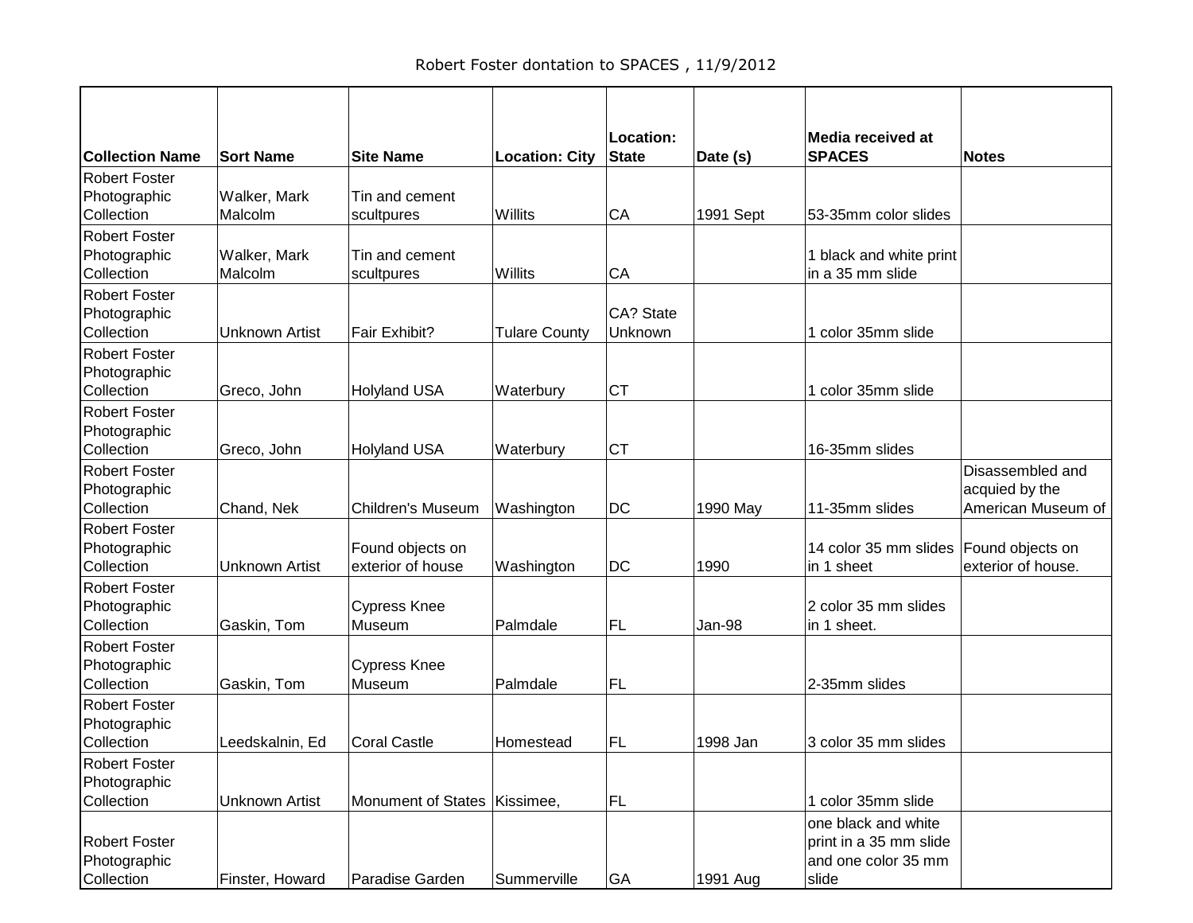Robert Foster dontation to SPACES , 11/9/2012

| Collection Name | Sort Name | Site Name | Location: City | Location: State | Date (s) | Media received at SPACES | Notes |
|---|---|---|---|---|---|---|---|
| Robert Foster Photographic Collection | Walker, Mark Malcolm | Tin and cement scultpures | Willits | CA | 1991 Sept | 53-35mm color slides | |
| Robert Foster Photographic Collection | Walker, Mark Malcolm | Tin and cement scultpures | Willits | CA | | 1 black and white print in a 35 mm slide | |
| Robert Foster Photographic Collection | Unknown Artist | Fair Exhibit? | Tulare County | CA? State Unknown | | 1 color 35mm slide | |
| Robert Foster Photographic Collection | Greco, John | Holyland USA | Waterbury | CT | | 1 color 35mm slide | |
| Robert Foster Photographic Collection | Greco, John | Holyland USA | Waterbury | CT | | 16-35mm slides | |
| Robert Foster Photographic Collection | Chand, Nek | Children's Museum | Washington | DC | 1990 May | 11-35mm slides | Disassembled and acquied by the American Museum of |
| Robert Foster Photographic Collection | Unknown Artist | Found objects on exterior of house | Washington | DC | 1990 | 14 color 35 mm slides in 1 sheet | Found objects on exterior of house. |
| Robert Foster Photographic Collection | Gaskin, Tom | Cypress Knee Museum | Palmdale | FL | Jan-98 | 2 color 35 mm slides in 1 sheet. | |
| Robert Foster Photographic Collection | Gaskin, Tom | Cypress Knee Museum | Palmdale | FL | | 2-35mm slides | |
| Robert Foster Photographic Collection | Leedskalnin, Ed | Coral Castle | Homestead | FL | 1998 Jan | 3 color 35 mm slides | |
| Robert Foster Photographic Collection | Unknown Artist | Monument of States | Kissimee, | FL | | 1 color 35mm slide | |
| Robert Foster Photographic Collection | Finster, Howard | Paradise Garden | Summerville | GA | 1991 Aug | one black and white print in a 35 mm slide and one color 35 mm slide | |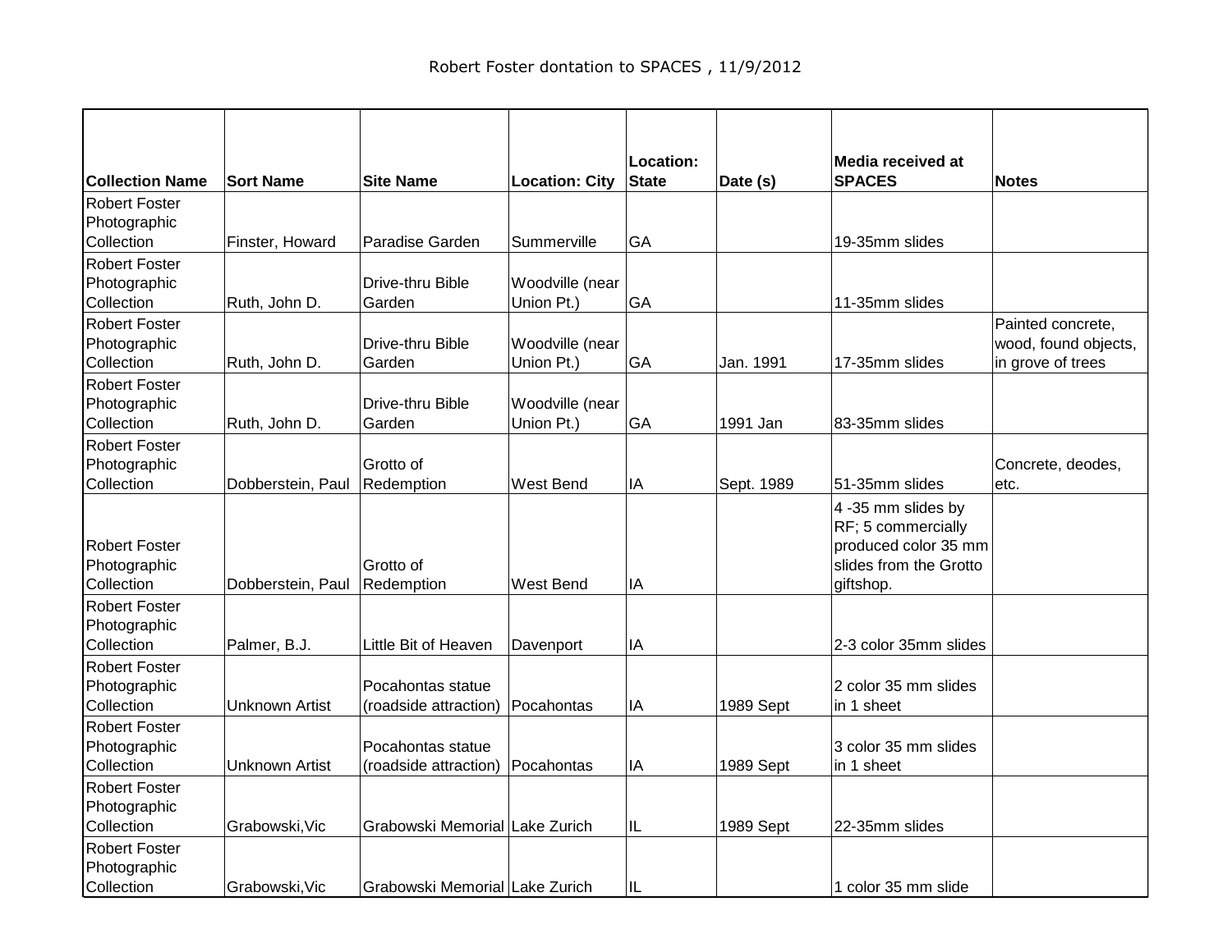Robert Foster dontation to SPACES , 11/9/2012

| Collection Name | Sort Name | Site Name | Location: City | Location: State | Date (s) | Media received at SPACES | Notes |
|---|---|---|---|---|---|---|---|
| Robert Foster Photographic Collection | Finster, Howard | Paradise Garden | Summerville | GA | | 19-35mm slides | |
| Robert Foster Photographic Collection | Ruth, John D. | Drive-thru Bible Garden | Woodville (near Union Pt.) | GA | | 11-35mm slides | |
| Robert Foster Photographic Collection | Ruth, John D. | Drive-thru Bible Garden | Woodville (near Union Pt.) | GA | Jan. 1991 | 17-35mm slides | Painted concrete, wood, found objects, in grove of trees |
| Robert Foster Photographic Collection | Ruth, John D. | Drive-thru Bible Garden | Woodville (near Union Pt.) | GA | 1991 Jan | 83-35mm slides | |
| Robert Foster Photographic Collection | Dobberstein, Paul | Grotto of Redemption | West Bend | IA | Sept. 1989 | 51-35mm slides | Concrete, deodes, etc. |
| Robert Foster Photographic Collection | Dobberstein, Paul | Grotto of Redemption | West Bend | IA | | 4 -35 mm slides by RF; 5 commercially produced color 35 mm slides from the Grotto giftshop. | |
| Robert Foster Photographic Collection | Palmer, B.J. | Little Bit of Heaven | Davenport | IA | | 2-3 color 35mm slides | |
| Robert Foster Photographic Collection | Unknown Artist | Pocahontas statue (roadside attraction) | Pocahontas | IA | 1989 Sept | 2 color 35 mm slides in 1 sheet | |
| Robert Foster Photographic Collection | Unknown Artist | Pocahontas statue (roadside attraction) | Pocahontas | IA | 1989 Sept | 3 color 35 mm slides in 1 sheet | |
| Robert Foster Photographic Collection | Grabowski,Vic | Grabowski Memorial | Lake Zurich | IL | 1989 Sept | 22-35mm slides | |
| Robert Foster Photographic Collection | Grabowski,Vic | Grabowski Memorial | Lake Zurich | IL | | 1 color 35 mm slide | |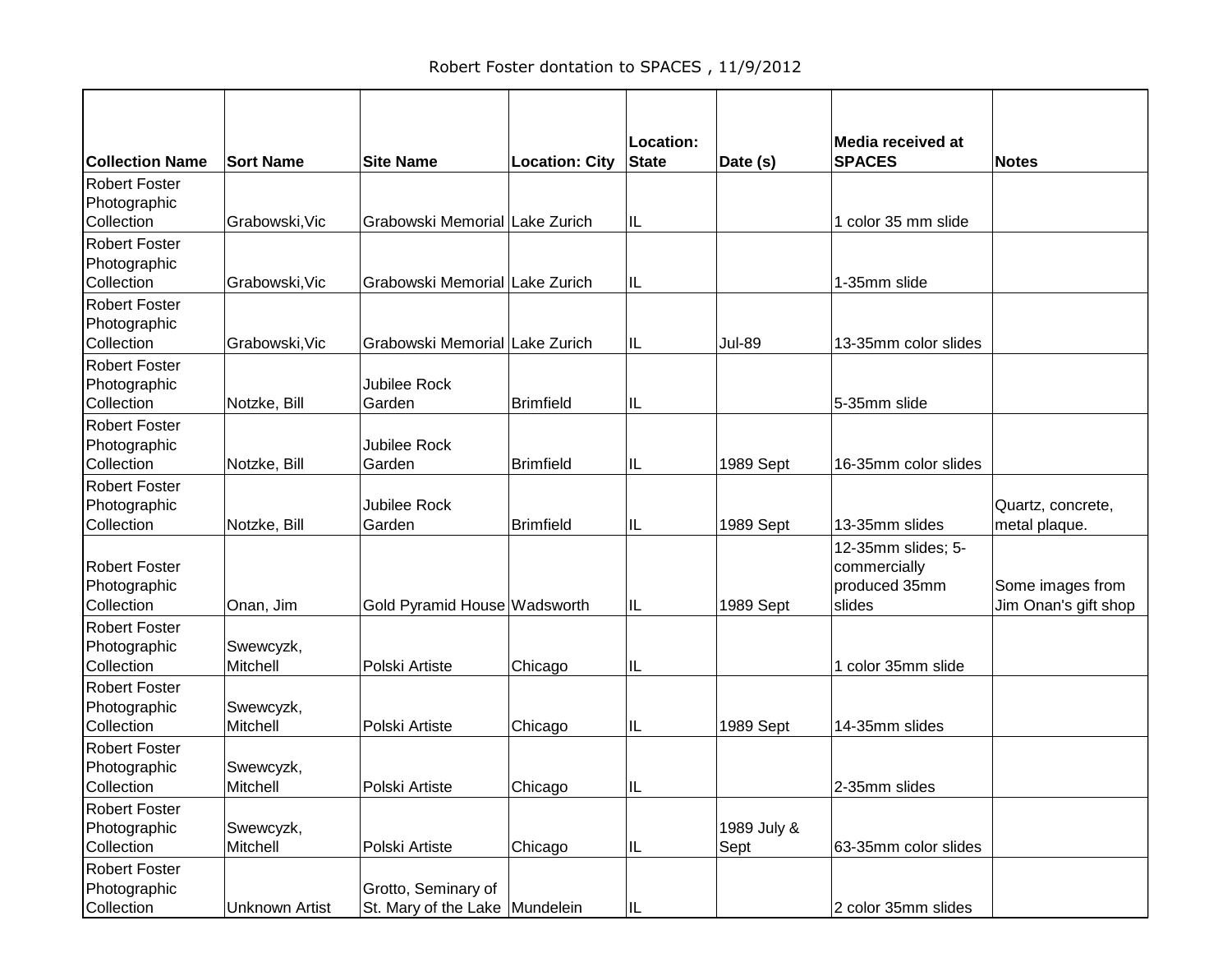Robert Foster dontation to SPACES , 11/9/2012

| Collection Name | Sort Name | Site Name | Location: City | Location: State | Date (s) | Media received at SPACES | Notes |
|---|---|---|---|---|---|---|---|
| Robert Foster Photographic Collection | Grabowski,Vic | Grabowski Memorial | Lake Zurich | IL | | 1 color 35 mm slide | |
| Robert Foster Photographic Collection | Grabowski,Vic | Grabowski Memorial | Lake Zurich | IL | | 1-35mm slide | |
| Robert Foster Photographic Collection | Grabowski,Vic | Grabowski Memorial | Lake Zurich | IL | Jul-89 | 13-35mm color slides | |
| Robert Foster Photographic Collection | Notzke, Bill | Jubilee Rock Garden | Brimfield | IL | | 5-35mm slide | |
| Robert Foster Photographic Collection | Notzke, Bill | Jubilee Rock Garden | Brimfield | IL | 1989 Sept | 16-35mm color slides | |
| Robert Foster Photographic Collection | Notzke, Bill | Jubilee Rock Garden | Brimfield | IL | 1989 Sept | 13-35mm slides | Quartz, concrete, metal plaque. |
| Robert Foster Photographic Collection | Onan, Jim | Gold Pyramid House | Wadsworth | IL | 1989 Sept | 12-35mm slides; 5-commercially produced 35mm slides | Some images from Jim Onan's gift shop |
| Robert Foster Photographic Collection | Swewcyzk, Mitchell | Polski Artiste | Chicago | IL | | 1 color 35mm slide | |
| Robert Foster Photographic Collection | Swewcyzk, Mitchell | Polski Artiste | Chicago | IL | 1989 Sept | 14-35mm slides | |
| Robert Foster Photographic Collection | Swewcyzk, Mitchell | Polski Artiste | Chicago | IL | | 2-35mm slides | |
| Robert Foster Photographic Collection | Swewcyzk, Mitchell | Polski Artiste | Chicago | IL | 1989 July & Sept | 63-35mm color slides | |
| Robert Foster Photographic Collection | Unknown Artist | Grotto, Seminary of St. Mary of the Lake | Mundelein | IL | | 2 color 35mm slides | |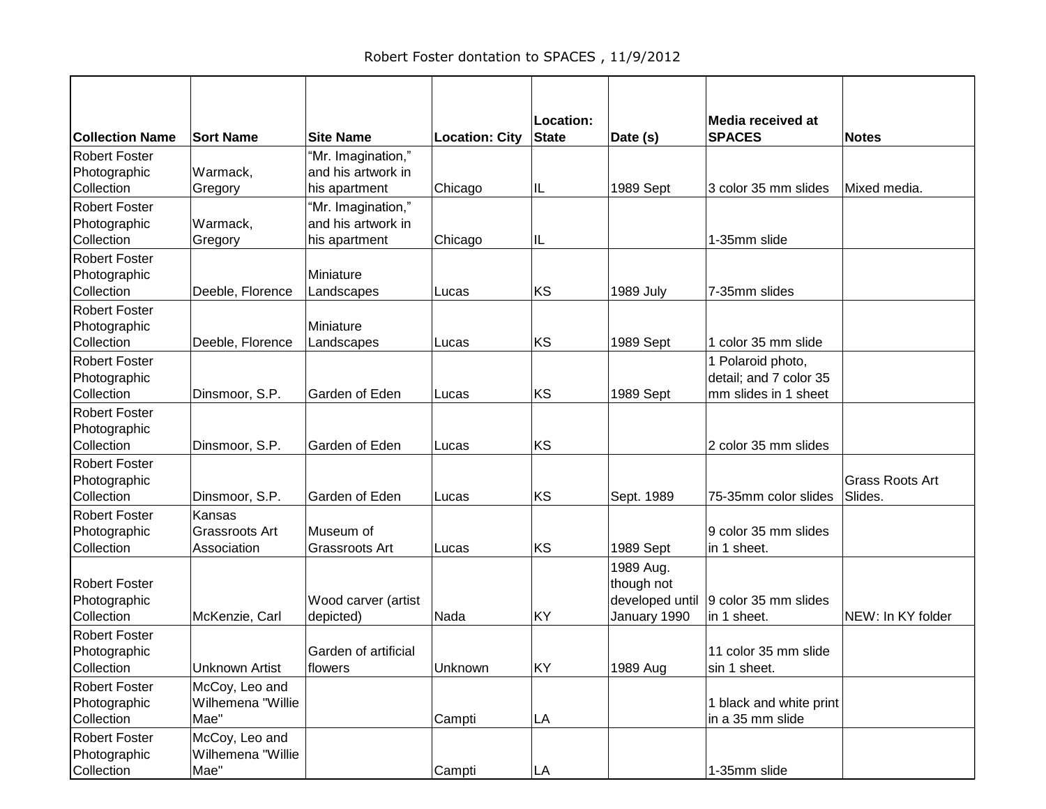Robert Foster dontation to SPACES , 11/9/2012

| Collection Name | Sort Name | Site Name | Location: City | Location: State | Date (s) | Media received at SPACES | Notes |
|---|---|---|---|---|---|---|---|
| Robert Foster Photographic Collection | Warmack, Gregory | "Mr. Imagination," and his artwork in his apartment | Chicago | IL | 1989 Sept | 3 color 35 mm slides | Mixed media. |
| Robert Foster Photographic Collection | Warmack, Gregory | "Mr. Imagination," and his artwork in his apartment | Chicago | IL | | 1-35mm slide | |
| Robert Foster Photographic Collection | Deeble, Florence | Miniature Landscapes | Lucas | KS | 1989 July | 7-35mm slides | |
| Robert Foster Photographic Collection | Deeble, Florence | Miniature Landscapes | Lucas | KS | 1989 Sept | 1 color 35 mm slide | |
| Robert Foster Photographic Collection | Dinsmoor, S.P. | Garden of Eden | Lucas | KS | 1989 Sept | 1 Polaroid photo, detail; and 7 color 35 mm slides in 1 sheet | |
| Robert Foster Photographic Collection | Dinsmoor, S.P. | Garden of Eden | Lucas | KS | | 2 color 35 mm slides | |
| Robert Foster Photographic Collection | Dinsmoor, S.P. | Garden of Eden | Lucas | KS | Sept. 1989 | 75-35mm color slides | Grass Roots Art Slides. |
| Robert Foster Photographic Collection | Kansas Grassroots Art Association | Museum of Grassroots Art | Lucas | KS | 1989 Sept | 9 color 35 mm slides in 1 sheet. | |
| Robert Foster Photographic Collection | McKenzie, Carl | Wood carver (artist depicted) | Nada | KY | 1989 Aug. though not developed until January 1990 | 9 color 35 mm slides in 1 sheet. | NEW: In KY folder |
| Robert Foster Photographic Collection | Unknown Artist | Garden of artificial flowers | Unknown | KY | 1989 Aug | 11 color 35 mm slide sin 1 sheet. | |
| Robert Foster Photographic Collection | McCoy, Leo and Wilhemena "Willie Mae" | | Campti | LA | | 1 black and white print in a 35 mm slide | |
| Robert Foster Photographic Collection | McCoy, Leo and Wilhemena "Willie Mae" | | Campti | LA | | 1-35mm slide | |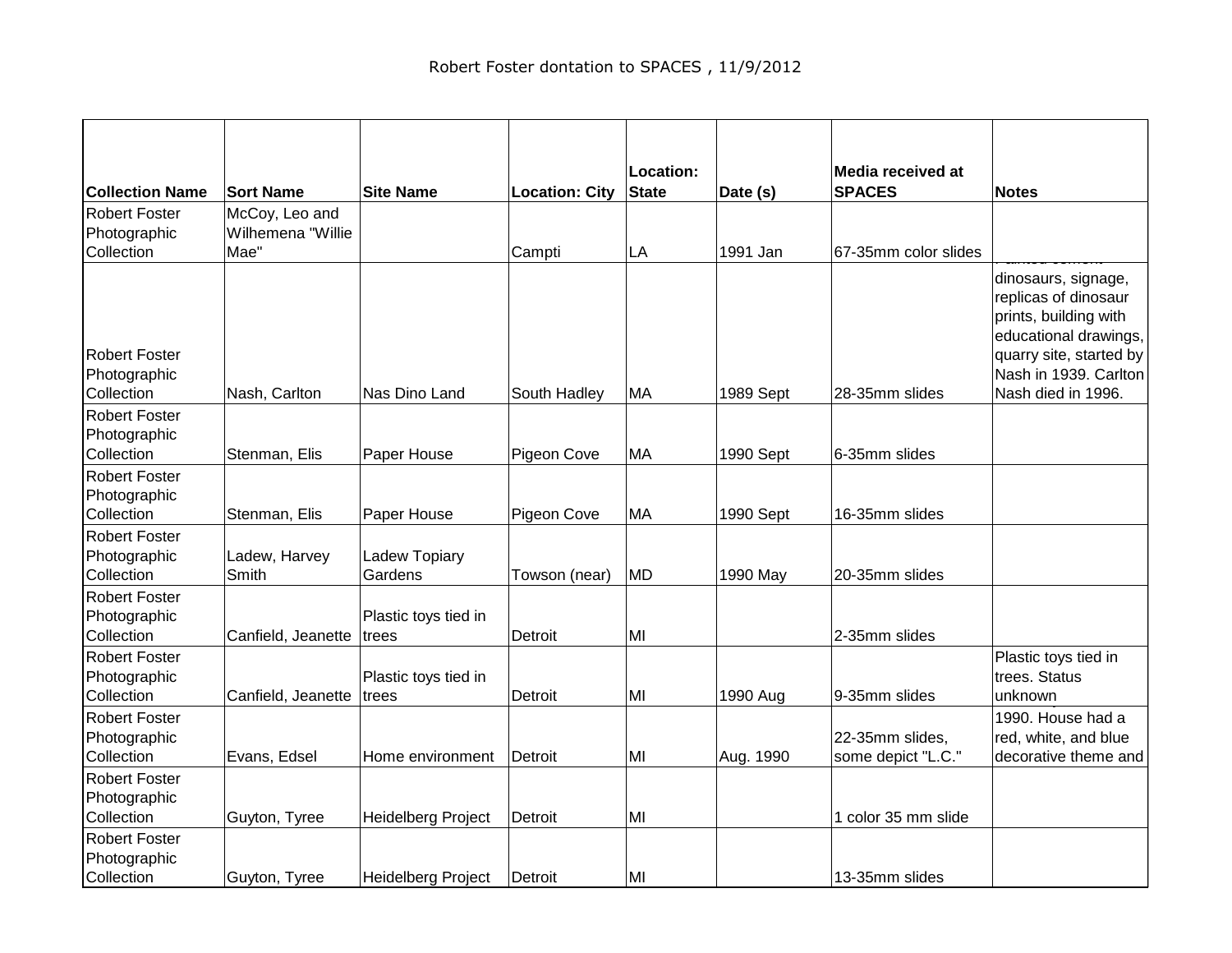Robert Foster dontation to SPACES , 11/9/2012

| Collection Name | Sort Name | Site Name | Location: City | Location: State | Date (s) | Media received at SPACES | Notes |
|---|---|---|---|---|---|---|---|
| Robert Foster Photographic Collection | McCoy, Leo and Wilhemena "Willie Mae" | | Campti | LA | 1991 Jan | 67-35mm color slides | |
| Robert Foster Photographic Collection | Nash, Carlton | Nas Dino Land | South Hadley | MA | 1989 Sept | 28-35mm slides | dinosaurs, signage, replicas of dinosaur prints, building with educational drawings, quarry site, started by Nash in 1939. Carlton Nash died in 1996. |
| Robert Foster Photographic Collection | Stenman, Elis | Paper House | Pigeon Cove | MA | 1990 Sept | 6-35mm slides | |
| Robert Foster Photographic Collection | Stenman, Elis | Paper House | Pigeon Cove | MA | 1990 Sept | 16-35mm slides | |
| Robert Foster Photographic Collection | Ladew, Harvey Smith | Ladew Topiary Gardens | Towson (near) | MD | 1990 May | 20-35mm slides | |
| Robert Foster Photographic Collection | Canfield, Jeanette | Plastic toys tied in trees | Detroit | MI | | 2-35mm slides | |
| Robert Foster Photographic Collection | Canfield, Jeanette | Plastic toys tied in trees | Detroit | MI | 1990 Aug | 9-35mm slides | Plastic toys tied in trees. Status unknown |
| Robert Foster Photographic Collection | Evans, Edsel | Home environment | Detroit | MI | Aug. 1990 | 22-35mm slides, some depict "L.C." | 1990. House had a red, white, and blue decorative theme and |
| Robert Foster Photographic Collection | Guyton, Tyree | Heidelberg Project | Detroit | MI | | 1 color 35 mm slide | |
| Robert Foster Photographic Collection | Guyton, Tyree | Heidelberg Project | Detroit | MI | | 13-35mm slides | |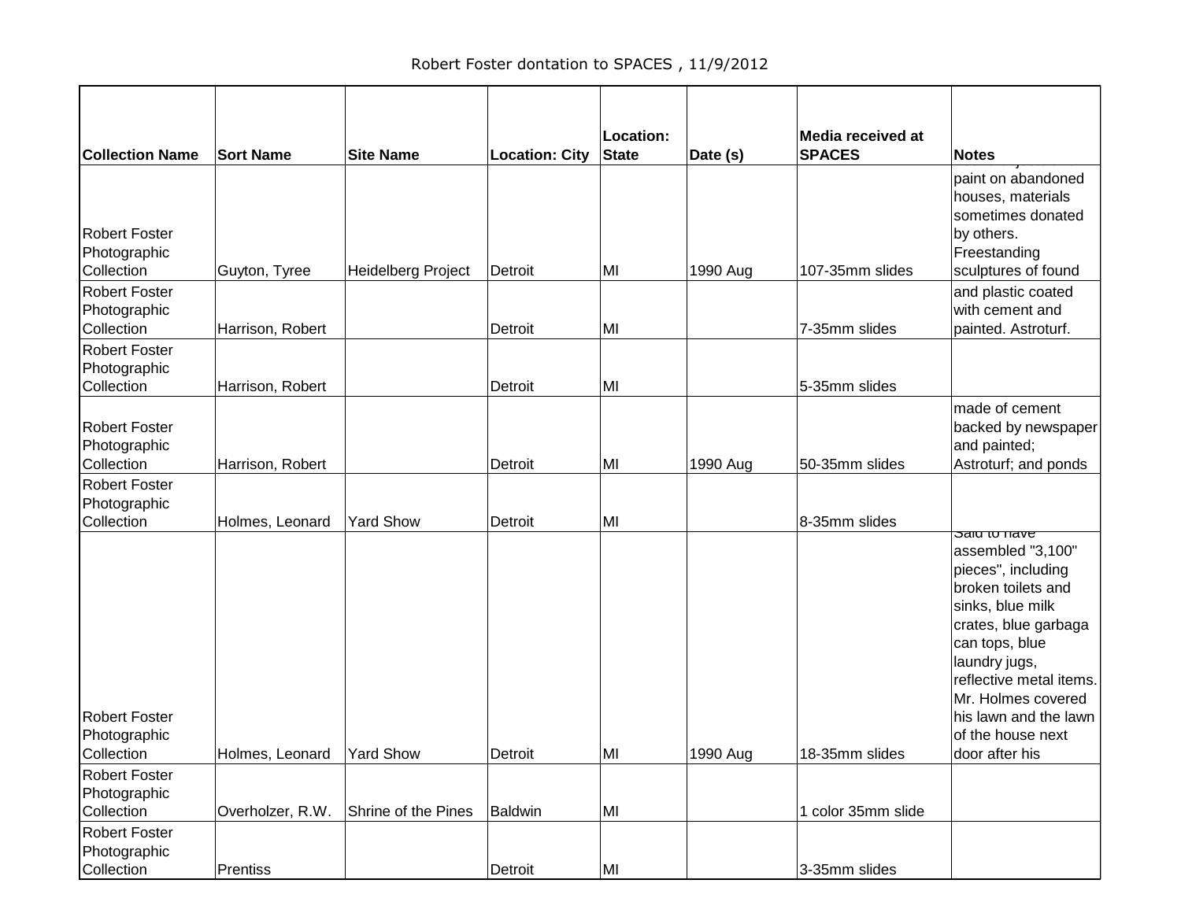Robert Foster dontation to SPACES , 11/9/2012

| Collection Name | Sort Name | Site Name | Location: City | Location: State | Date (s) | Media received at SPACES | Notes |
|---|---|---|---|---|---|---|---|
| Robert Foster Photographic Collection | Guyton, Tyree | Heidelberg Project | Detroit | MI | 1990 Aug | 107-35mm slides | paint on abandoned houses, materials sometimes donated by others. Freestanding sculptures of found |
| Robert Foster Photographic Collection | Harrison, Robert | | Detroit | MI | | 7-35mm slides | and plastic coated with cement and painted. Astroturf. |
| Robert Foster Photographic Collection | Harrison, Robert | | Detroit | MI | | 5-35mm slides | |
| Robert Foster Photographic Collection | Harrison, Robert | | Detroit | MI | 1990 Aug | 50-35mm slides | made of cement backed by newspaper and painted; Astroturf; and ponds |
| Robert Foster Photographic Collection | Holmes, Leonard | Yard Show | Detroit | MI | | 8-35mm slides | |
| Robert Foster Photographic Collection | Holmes, Leonard | Yard Show | Detroit | MI | 1990 Aug | 18-35mm slides | Said to have assembled "3,100" pieces", including broken toilets and sinks, blue milk crates, blue garbaga can tops, blue laundry jugs, reflective metal items. Mr. Holmes covered his lawn and the lawn of the house next door after his |
| Robert Foster Photographic Collection | Overholzer, R.W. | Shrine of the Pines | Baldwin | MI | | 1 color 35mm slide | |
| Robert Foster Photographic Collection | Prentiss | | Detroit | MI | | 3-35mm slides | |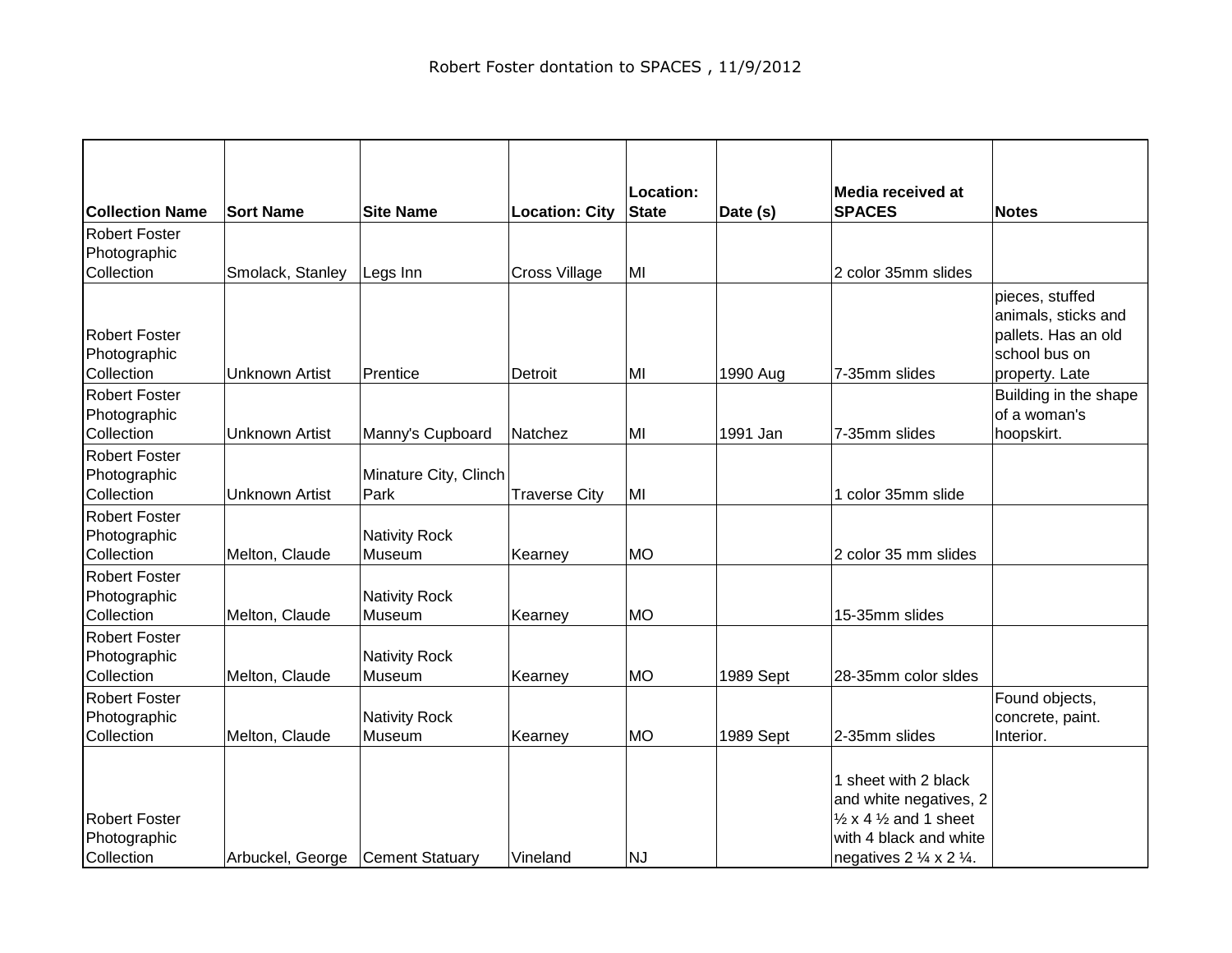Robert Foster dontation to SPACES , 11/9/2012

| Collection Name | Sort Name | Site Name | Location: City | Location: State | Date (s) | Media received at SPACES | Notes |
|---|---|---|---|---|---|---|---|
| Robert Foster Photographic Collection | Smolack, Stanley | Legs Inn | Cross Village | MI | | 2 color 35mm slides | |
| Robert Foster Photographic Collection | Unknown Artist | Prentice | Detroit | MI | 1990 Aug | 7-35mm slides | pieces, stuffed animals, sticks and pallets. Has an old school bus on property. Late |
| Robert Foster Photographic Collection | Unknown Artist | Manny's Cupboard | Natchez | MI | 1991 Jan | 7-35mm slides | Building in the shape of a woman's hoopskirt. |
| Robert Foster Photographic Collection | Unknown Artist | Minature City, Clinch Park | Traverse City | MI | | 1 color 35mm slide | |
| Robert Foster Photographic Collection | Melton, Claude | Nativity Rock Museum | Kearney | MO | | 2 color 35 mm slides | |
| Robert Foster Photographic Collection | Melton, Claude | Nativity Rock Museum | Kearney | MO | | 15-35mm slides | |
| Robert Foster Photographic Collection | Melton, Claude | Nativity Rock Museum | Kearney | MO | 1989 Sept | 28-35mm color sldes | |
| Robert Foster Photographic Collection | Melton, Claude | Nativity Rock Museum | Kearney | MO | 1989 Sept | 2-35mm slides | Found objects, concrete, paint. Interior. |
| Robert Foster Photographic Collection | Arbuckel, George | Cement Statuary | Vineland | NJ | | 1 sheet with 2 black and white negatives, 2 ½ x 4 ½ and 1 sheet with 4 black and white negatives 2 ¼ x 2 ¼. | |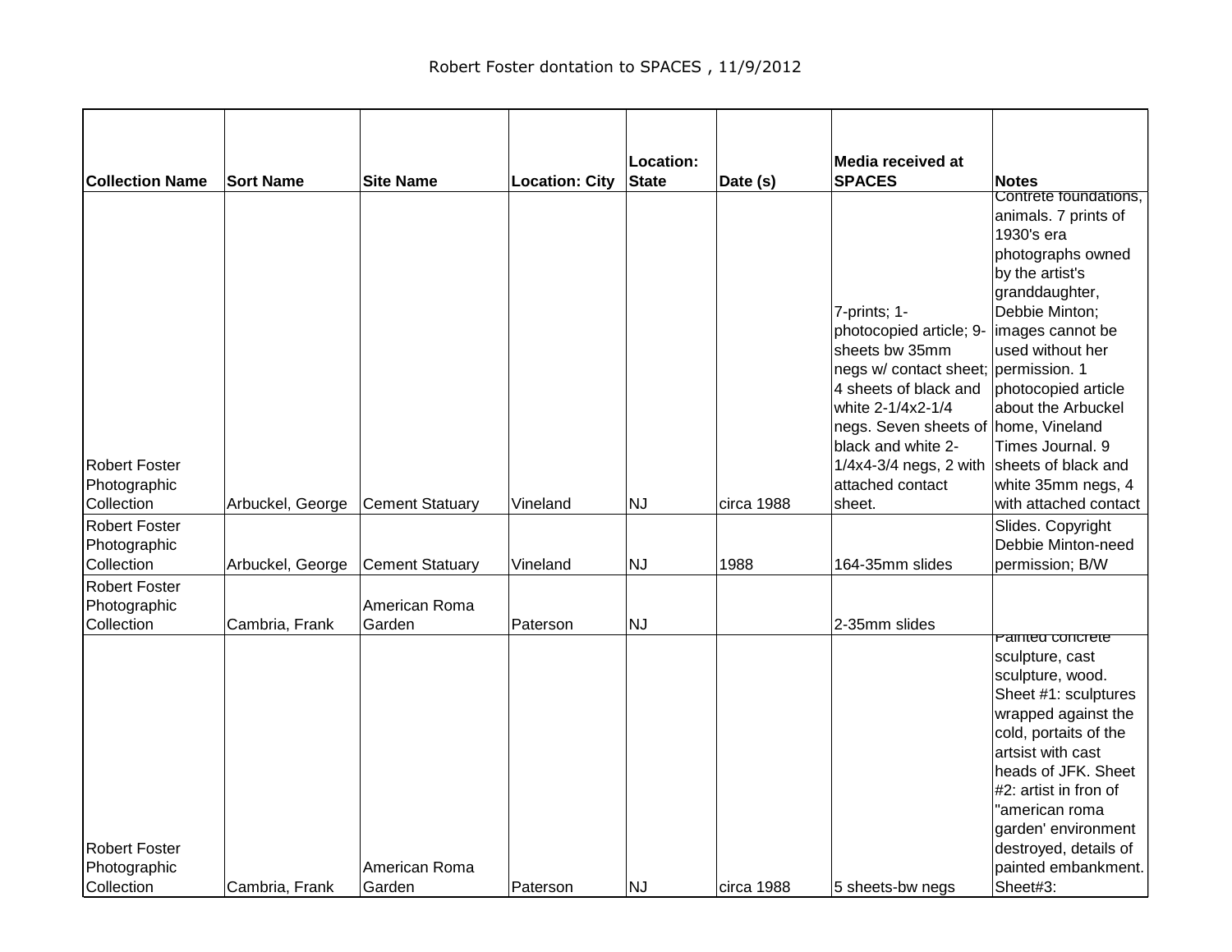Robert Foster dontation to SPACES , 11/9/2012

| Collection Name | Sort Name | Site Name | Location: City | Location: State | Date (s) | Media received at SPACES | Notes |
|---|---|---|---|---|---|---|---|
| Robert Foster Photographic Collection | Arbuckel, George | Cement Statuary | Vineland | NJ | circa 1988 | 7-prints; 1-photocopied article; 9-sheets bw 35mm negs w/ contact sheet; 4 sheets of black and white 2-1/4x2-1/4 negs. Seven sheets of black and white 2-1/4x4-3/4 negs, 2 with attached contact sheet. | Contrete foundations, animals. 7 prints of 1930's era photographs owned by the artist's granddaughter, Debbie Minton; images cannot be used without her permission. 1 photocopied article about the Arbuckel home, Vineland Times Journal. 9 sheets of black and white 35mm negs, 4 with attached contact |
| Robert Foster Photographic Collection | Arbuckel, George | Cement Statuary | Vineland | NJ | 1988 | 164-35mm slides | Slides. Copyright Debbie Minton-need permission; B/W |
| Robert Foster Photographic Collection | Cambria, Frank | American Roma Garden | Paterson | NJ | | 2-35mm slides | |
| Robert Foster Photographic Collection | Cambria, Frank | American Roma Garden | Paterson | NJ | circa 1988 | 5 sheets-bw negs | Painted concrete sculpture, cast sculpture, wood. Sheet #1: sculptures wrapped against the cold, portaits of the artsist with cast heads of JFK. Sheet #2: artist in fron of "american roma garden' environment destroyed, details of painted embankment. Sheet#3: |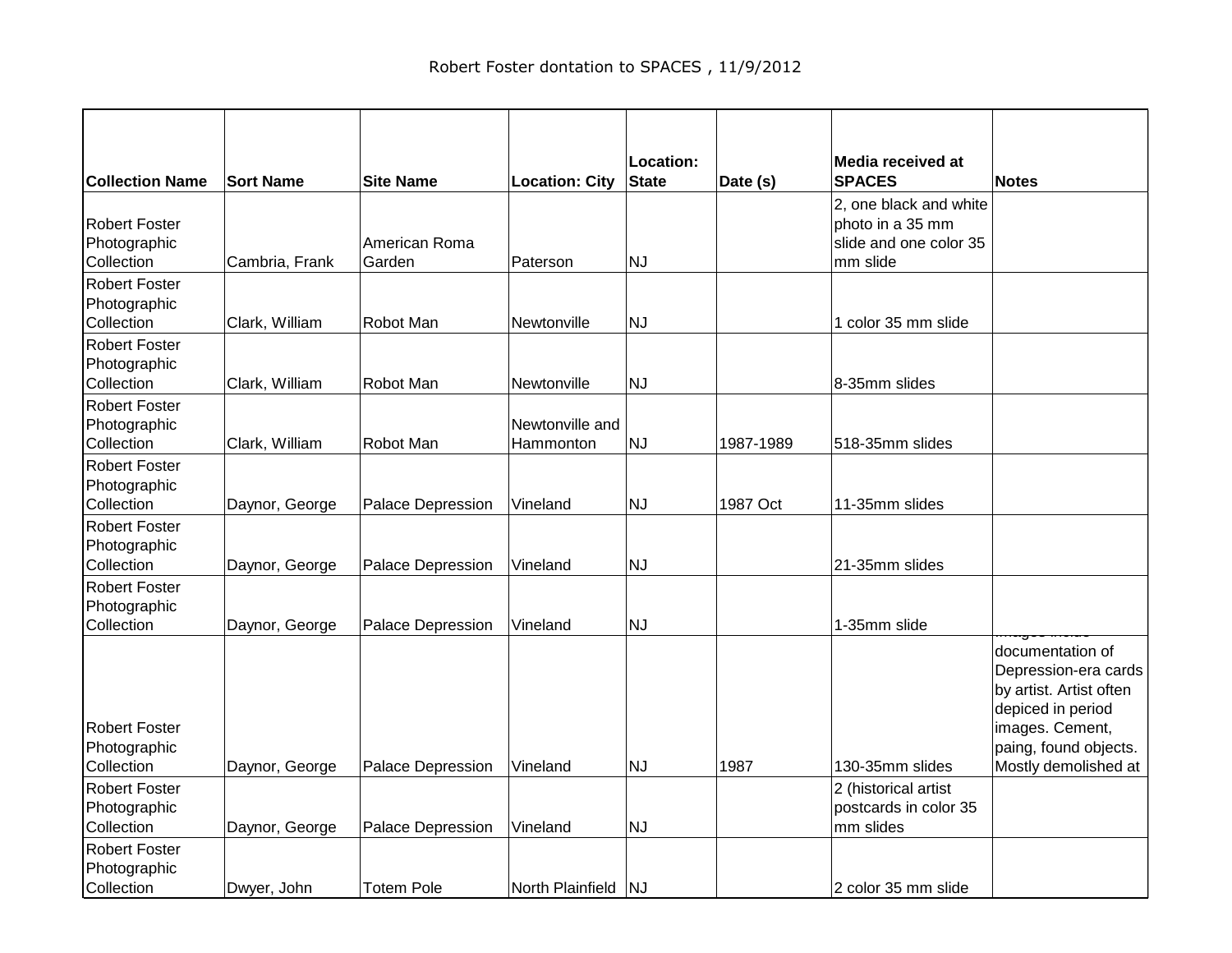Robert Foster dontation to SPACES , 11/9/2012

| Collection Name | Sort Name | Site Name | Location: City | Location: State | Date (s) | Media received at SPACES | Notes |
|---|---|---|---|---|---|---|---|
| Robert Foster Photographic Collection | Cambria, Frank | American Roma Garden | Paterson | NJ | | 2, one black and white photo in a 35 mm slide and one color 35 mm slide | |
| Robert Foster Photographic Collection | Clark, William | Robot Man | Newtonville | NJ | | 1 color 35 mm slide | |
| Robert Foster Photographic Collection | Clark, William | Robot Man | Newtonville | NJ | | 8-35mm slides | |
| Robert Foster Photographic Collection | Clark, William | Robot Man | Newtonville and Hammonton | NJ | 1987-1989 | 518-35mm slides | |
| Robert Foster Photographic Collection | Daynor, George | Palace Depression | Vineland | NJ | 1987 Oct | 11-35mm slides | |
| Robert Foster Photographic Collection | Daynor, George | Palace Depression | Vineland | NJ | | 21-35mm slides | |
| Robert Foster Photographic Collection | Daynor, George | Palace Depression | Vineland | NJ | | 1-35mm slide | |
| Robert Foster Photographic Collection | Daynor, George | Palace Depression | Vineland | NJ | 1987 | 130-35mm slides | Images incluе documentation of Depression-era cards by artist. Artist often depiced in period images. Cement, paing, found objects. Mostly demolished at |
| Robert Foster Photographic Collection | Daynor, George | Palace Depression | Vineland | NJ | | 2 (historical artist postcards in color 35 mm slides | |
| Robert Foster Photographic Collection | Dwyer, John | Totem Pole | North Plainfield | NJ | | 2 color 35 mm slide | |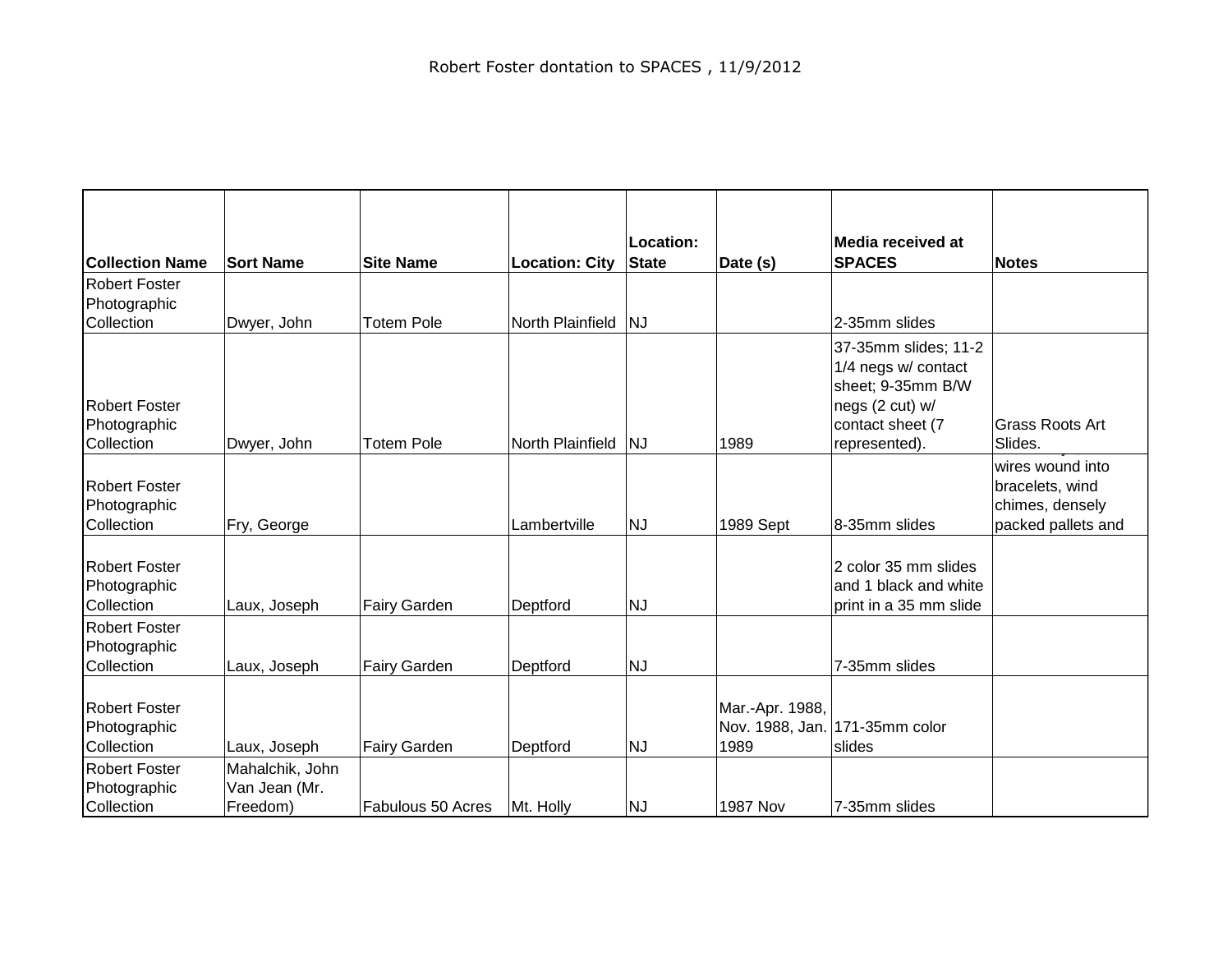Robert Foster dontation to SPACES , 11/9/2012

| Collection Name | Sort Name | Site Name | Location: City | Location: State | Date (s) | Media received at SPACES | Notes |
|---|---|---|---|---|---|---|---|
| Robert Foster Photographic Collection | Dwyer, John | Totem Pole | North Plainfield | NJ | | 2-35mm slides | |
| Robert Foster Photographic Collection | Dwyer, John | Totem Pole | North Plainfield | NJ | 1989 | 37-35mm slides; 11-2 1/4 negs w/ contact sheet; 9-35mm B/W negs (2 cut) w/ contact sheet (7 represented). | Grass Roots Art Slides. |
| Robert Foster Photographic Collection | Fry, George | | Lambertville | NJ | 1989 Sept | 8-35mm slides | wires wound into bracelets, wind chimes, densely packed pallets and |
| Robert Foster Photographic Collection | Laux, Joseph | Fairy Garden | Deptford | NJ | | 2 color 35 mm slides and 1 black and white print in a 35 mm slide | |
| Robert Foster Photographic Collection | Laux, Joseph | Fairy Garden | Deptford | NJ | | 7-35mm slides | |
| Robert Foster Photographic Collection | Laux, Joseph | Fairy Garden | Deptford | NJ | Mar.-Apr. 1988, Nov. 1988, Jan. 1989 | 171-35mm color slides | |
| Robert Foster Photographic Collection | Mahalchik, John Van Jean (Mr. Freedom) | Fabulous 50 Acres | Mt. Holly | NJ | 1987 Nov | 7-35mm slides | |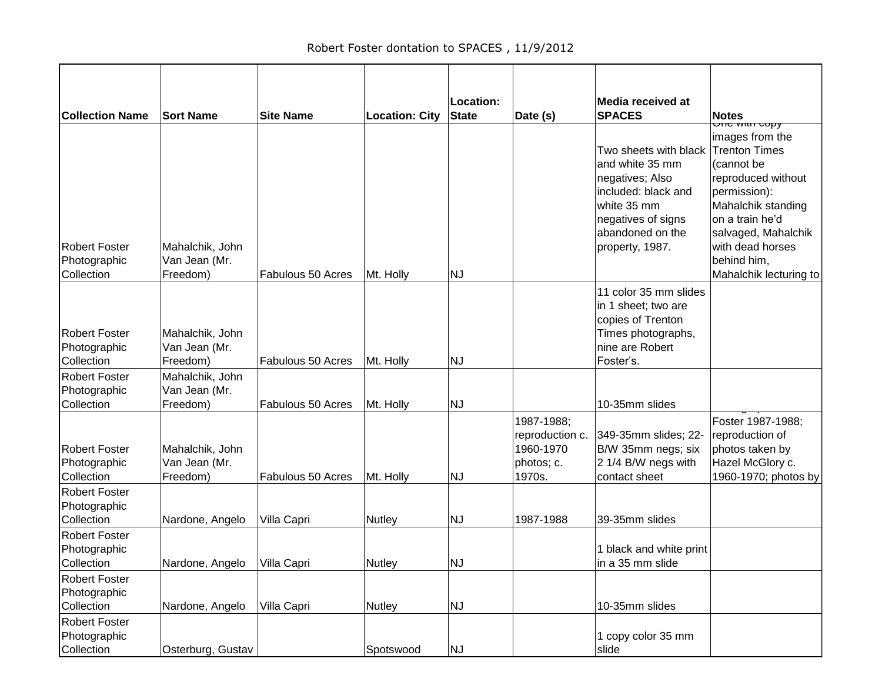Robert Foster dontation to SPACES , 11/9/2012

| Collection Name | Sort Name | Site Name | Location: City | Location: State | Date (s) | Media received at SPACES | Notes |
|---|---|---|---|---|---|---|---|
| Robert Foster Photographic Collection | Mahalchik, John Van Jean (Mr. Freedom) | Fabulous 50 Acres | Mt. Holly | NJ | | Two sheets with black and white 35 mm negatives; Also included: black and white 35 mm negatives of signs abandoned on the property, 1987. | One with copy images from the Trenton Times (cannot be reproduced without permission): Mahalchik standing on a train he'd salvaged, Mahalchik with dead horses behind him, Mahalchik lecturing to |
| Robert Foster Photographic Collection | Mahalchik, John Van Jean (Mr. Freedom) | Fabulous 50 Acres | Mt. Holly | NJ | | 11 color 35 mm slides in 1 sheet; two are copies of Trenton Times photographs, nine are Robert Foster's. | |
| Robert Foster Photographic Collection | Mahalchik, John Van Jean (Mr. Freedom) | Fabulous 50 Acres | Mt. Holly | NJ | | 10-35mm slides | |
| Robert Foster Photographic Collection | Mahalchik, John Van Jean (Mr. Freedom) | Fabulous 50 Acres | Mt. Holly | NJ | 1987-1988; reproduction c. 1960-1970 photos; c. 1970s. | 349-35mm slides; 22-B/W 35mm negs; six 2 1/4 B/W negs with contact sheet | Foster 1987-1988; reproduction of photos taken by Hazel McGlory c. 1960-1970; photos by |
| Robert Foster Photographic Collection | Nardone, Angelo | Villa Capri | Nutley | NJ | 1987-1988 | 39-35mm slides | |
| Robert Foster Photographic Collection | Nardone, Angelo | Villa Capri | Nutley | NJ | | 1 black and white print in a 35 mm slide | |
| Robert Foster Photographic Collection | Nardone, Angelo | Villa Capri | Nutley | NJ | | 10-35mm slides | |
| Robert Foster Photographic Collection | Osterburg, Gustav | | Spotswood | NJ | | 1 copy color 35 mm slide | |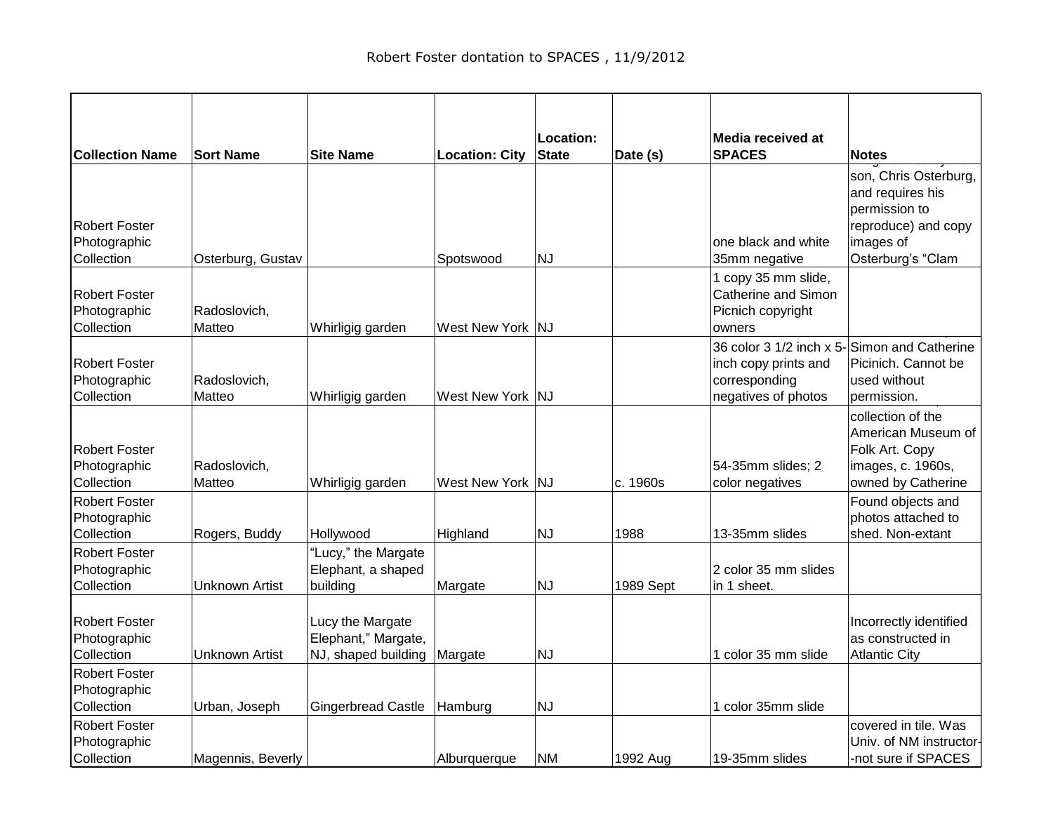Robert Foster dontation to SPACES , 11/9/2012

| Collection Name | Sort Name | Site Name | Location: City | Location: State | Date (s) | Media received at SPACES | Notes |
|---|---|---|---|---|---|---|---|
| Robert Foster Photographic Collection | Osterburg, Gustav | | Spotswood | NJ | | one black and white 35mm negative | son, Chris Osterburg, and requires his permission to reproduce) and copy images of Osterburg's "Clam |
| Robert Foster Photographic Collection | Radoslovich, Matteo | Whirligig garden | West New York | NJ | | 1 copy 35 mm slide, Catherine and Simon Picnich copyright owners | |
| Robert Foster Photographic Collection | Radoslovich, Matteo | Whirligig garden | West New York | NJ | | 36 color 3 1/2 inch x 5-inch copy prints and corresponding negatives of photos | Simon and Catherine Picinich. Cannot be used without permission. |
| Robert Foster Photographic Collection | Radoslovich, Matteo | Whirligig garden | West New York | NJ | c. 1960s | 54-35mm slides; 2 color negatives | collection of the American Museum of Folk Art. Copy images, c. 1960s, owned by Catherine |
| Robert Foster Photographic Collection | Rogers, Buddy | Hollywood | Highland | NJ | 1988 | 13-35mm slides | Found objects and photos attached to shed. Non-extant |
| Robert Foster Photographic Collection | Unknown Artist | "Lucy," the Margate Elephant, a shaped building | Margate | NJ | 1989 Sept | 2 color 35 mm slides in 1 sheet. | |
| Robert Foster Photographic Collection | Unknown Artist | Lucy the Margate Elephant," Margate, NJ, shaped building | Margate | NJ | | 1 color 35 mm slide | Incorrectly identified as constructed in Atlantic City |
| Robert Foster Photographic Collection | Urban, Joseph | Gingerbread Castle | Hamburg | NJ | | 1 color 35mm slide | |
| Robert Foster Photographic Collection | Magennis, Beverly | | Alburquerque | NM | 1992 Aug | 19-35mm slides | covered in tile. Was Univ. of NM instructor--not sure if SPACES |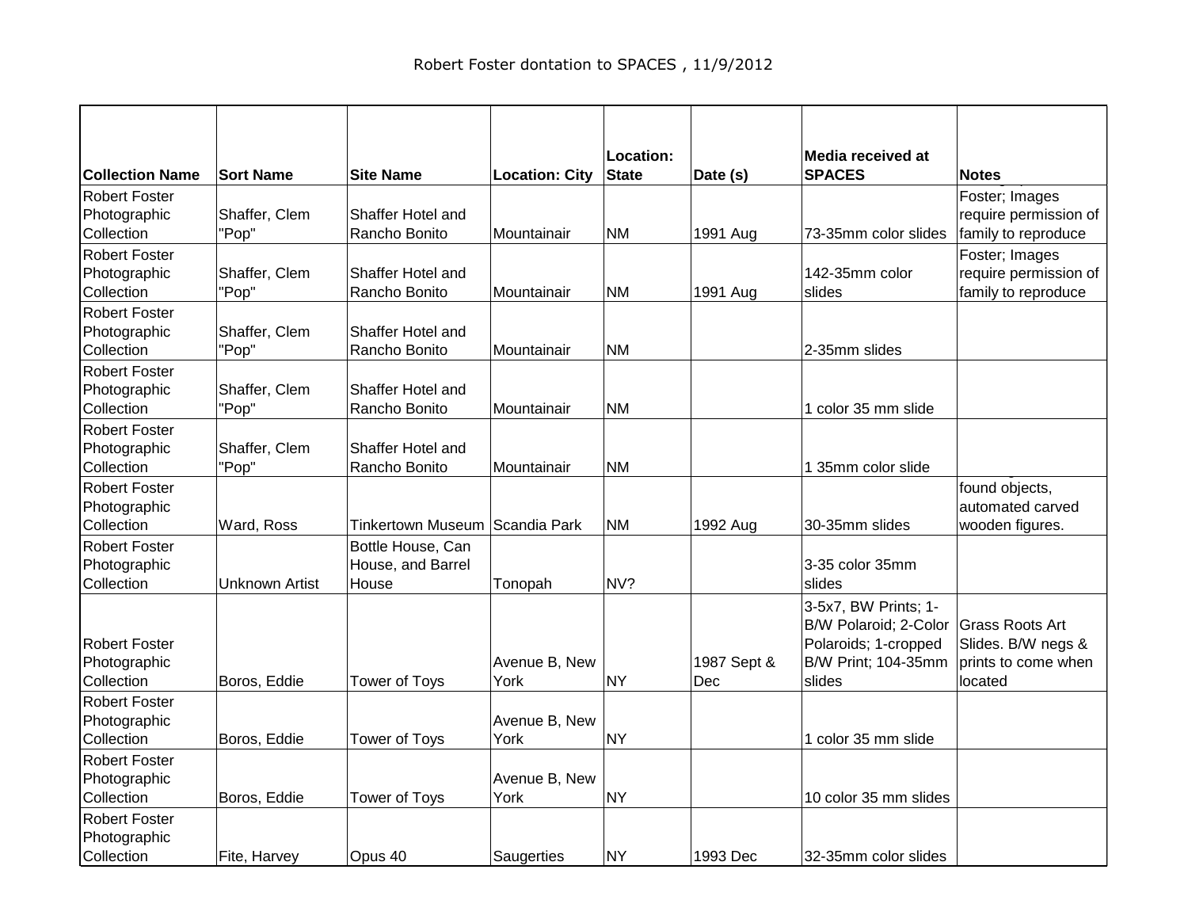Robert Foster dontation to SPACES , 11/9/2012

| Collection Name | Sort Name | Site Name | Location: City | Location: State | Date (s) | Media received at SPACES | Notes |
|---|---|---|---|---|---|---|---|
| Robert Foster Photographic Collection | Shaffer, Clem "Pop" | Shaffer Hotel and Rancho Bonito | Mountainair | NM | 1991 Aug | 73-35mm color slides | Foster; Images require permission of family to reproduce |
| Robert Foster Photographic Collection | Shaffer, Clem "Pop" | Shaffer Hotel and Rancho Bonito | Mountainair | NM | 1991 Aug | 142-35mm color slides | Foster; Images require permission of family to reproduce |
| Robert Foster Photographic Collection | Shaffer, Clem "Pop" | Shaffer Hotel and Rancho Bonito | Mountainair | NM | | 2-35mm slides | |
| Robert Foster Photographic Collection | Shaffer, Clem "Pop" | Shaffer Hotel and Rancho Bonito | Mountainair | NM | | 1 color 35 mm slide | |
| Robert Foster Photographic Collection | Shaffer, Clem "Pop" | Shaffer Hotel and Rancho Bonito | Mountainair | NM | | 1 35mm color slide | |
| Robert Foster Photographic Collection | Ward, Ross | Tinkertown Museum | Scandia Park | NM | 1992 Aug | 30-35mm slides | found objects, automated carved wooden figures. |
| Robert Foster Photographic Collection | Unknown Artist | Bottle House, Can House, and Barrel House | Tonopah | NV? | | 3-35 color 35mm slides | |
| Robert Foster Photographic Collection | Boros, Eddie | Tower of Toys | Avenue B, New York | NY | 1987 Sept & Dec | 3-5x7, BW Prints; 1-B/W Polaroid; 2-Color Polaroids; 1-cropped B/W Print; 104-35mm slides | Grass Roots Art Slides. B/W negs & prints to come when located |
| Robert Foster Photographic Collection | Boros, Eddie | Tower of Toys | Avenue B, New York | NY | | 1 color 35 mm slide | |
| Robert Foster Photographic Collection | Boros, Eddie | Tower of Toys | Avenue B, New York | NY | | 10 color 35 mm slides | |
| Robert Foster Photographic Collection | Fite, Harvey | Opus 40 | Saugerties | NY | 1993 Dec | 32-35mm color slides | |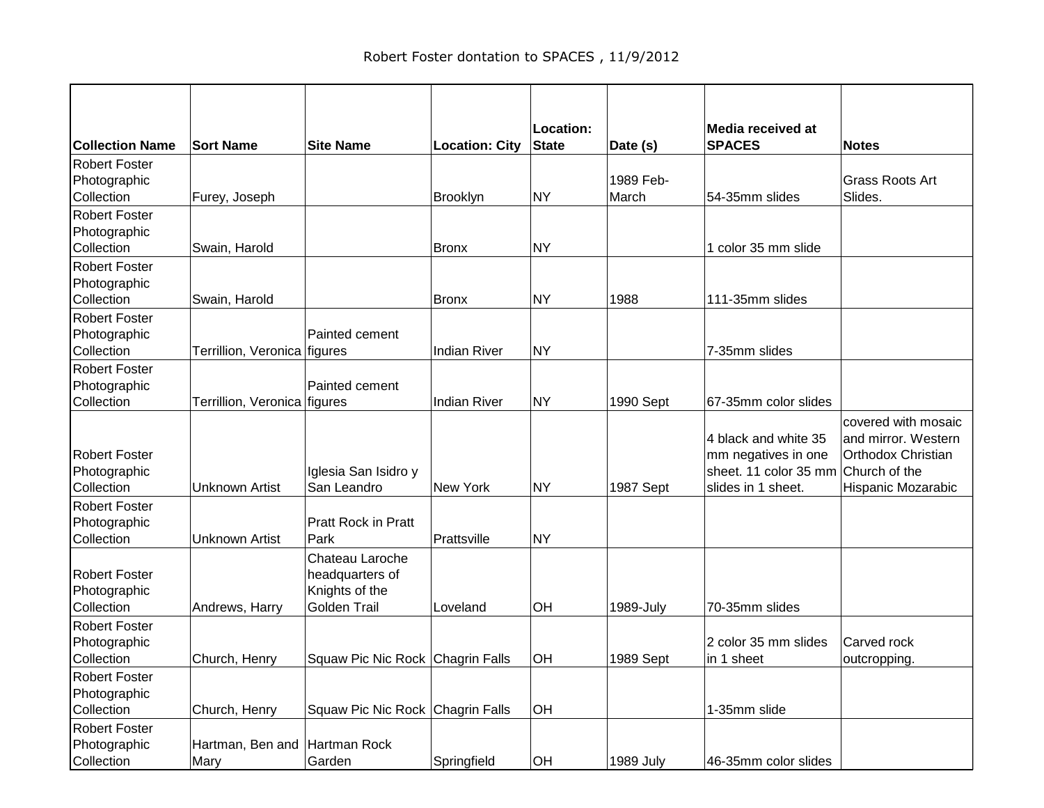Robert Foster dontation to SPACES , 11/9/2012

| Collection Name | Sort Name | Site Name | Location: City | Location: State | Date (s) | Media received at SPACES | Notes |
|---|---|---|---|---|---|---|---|
| Robert Foster Photographic Collection | Furey, Joseph | | Brooklyn | NY | 1989 Feb-March | 54-35mm slides | Grass Roots Art Slides. |
| Robert Foster Photographic Collection | Swain, Harold | | Bronx | NY | | 1 color 35 mm slide | |
| Robert Foster Photographic Collection | Swain, Harold | | Bronx | NY | 1988 | 111-35mm slides | |
| Robert Foster Photographic Collection | Terrillion, Veronica | Painted cement figures | Indian River | NY | | 7-35mm slides | |
| Robert Foster Photographic Collection | Terrillion, Veronica | Painted cement figures | Indian River | NY | 1990 Sept | 67-35mm color slides | |
| Robert Foster Photographic Collection | Unknown Artist | Iglesia San Isidro y San Leandro | New York | NY | 1987 Sept | 4 black and white 35 mm negatives in one sheet. 11 color 35 mm slides in 1 sheet. | covered with mosaic and mirror. Western Orthodox Christian Church of the Hispanic Mozarabic |
| Robert Foster Photographic Collection | Unknown Artist | Pratt Rock in Pratt Park | Prattsville | NY | | | |
| Robert Foster Photographic Collection | Andrews, Harry | Chateau Laroche headquarters of Knights of the Golden Trail | Loveland | OH | 1989-July | 70-35mm slides | |
| Robert Foster Photographic Collection | Church, Henry | Squaw Pic Nic Rock | Chagrin Falls | OH | 1989 Sept | 2 color 35 mm slides in 1 sheet | Carved rock outcropping. |
| Robert Foster Photographic Collection | Church, Henry | Squaw Pic Nic Rock | Chagrin Falls | OH | | 1-35mm slide | |
| Robert Foster Photographic Collection | Hartman, Ben and Mary | Hartman Rock Garden | Springfield | OH | 1989 July | 46-35mm color slides | |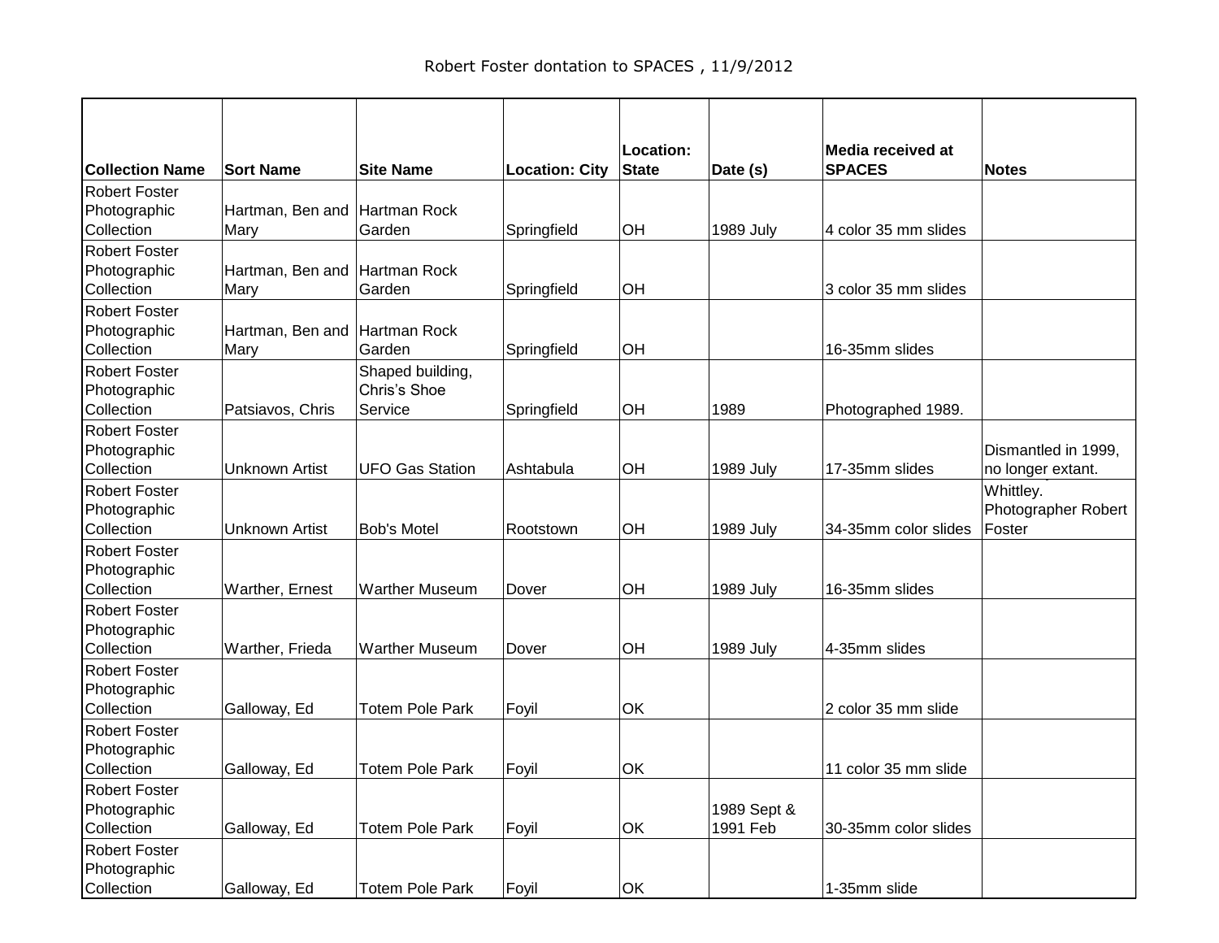Robert Foster dontation to SPACES , 11/9/2012

| Collection Name | Sort Name | Site Name | Location: City | Location: State | Date (s) | Media received at SPACES | Notes |
|---|---|---|---|---|---|---|---|
| Robert Foster Photographic Collection | Hartman, Ben and Mary | Hartman Rock Garden | Springfield | OH | 1989 July | 4 color 35 mm slides | |
| Robert Foster Photographic Collection | Hartman, Ben and Mary | Hartman Rock Garden | Springfield | OH | | 3 color 35 mm slides | |
| Robert Foster Photographic Collection | Hartman, Ben and Mary | Hartman Rock Garden | Springfield | OH | | 16-35mm slides | |
| Robert Foster Photographic Collection | Patsiavos, Chris | Shaped building, Chris's Shoe Service | Springfield | OH | 1989 | Photographed 1989. | |
| Robert Foster Photographic Collection | Unknown Artist | UFO Gas Station | Ashtabula | OH | 1989 July | 17-35mm slides | Dismantled in 1999, no longer extant. |
| Robert Foster Photographic Collection | Unknown Artist | Bob's Motel | Rootstown | OH | 1989 July | 34-35mm color slides | Whittley. Photographer Robert Foster |
| Robert Foster Photographic Collection | Warther, Ernest | Warther Museum | Dover | OH | 1989 July | 16-35mm slides | |
| Robert Foster Photographic Collection | Warther, Frieda | Warther Museum | Dover | OH | 1989 July | 4-35mm slides | |
| Robert Foster Photographic Collection | Galloway, Ed | Totem Pole Park | Foyil | OK | | 2 color 35 mm slide | |
| Robert Foster Photographic Collection | Galloway, Ed | Totem Pole Park | Foyil | OK | | 11 color 35 mm slide | |
| Robert Foster Photographic Collection | Galloway, Ed | Totem Pole Park | Foyil | OK | 1989 Sept & 1991 Feb | 30-35mm color slides | |
| Robert Foster Photographic Collection | Galloway, Ed | Totem Pole Park | Foyil | OK | | 1-35mm slide | |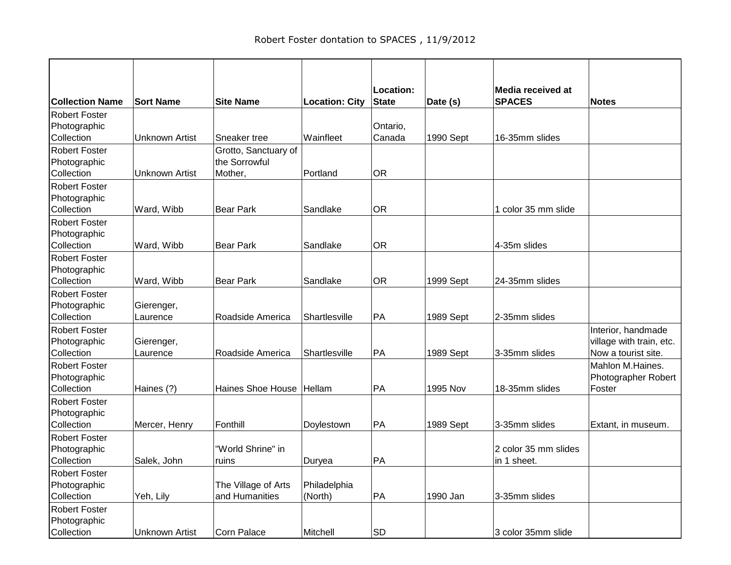Robert Foster dontation to SPACES , 11/9/2012

| Collection Name | Sort Name | Site Name | Location: City | Location: State | Date (s) | Media received at SPACES | Notes |
|---|---|---|---|---|---|---|---|
| Robert Foster Photographic Collection | Unknown Artist | Sneaker tree | Wainfleet | Ontario, Canada | 1990 Sept | 16-35mm slides | |
| Robert Foster Photographic Collection | Unknown Artist | Grotto, Sanctuary of the Sorrowful Mother, | Portland | OR | | | |
| Robert Foster Photographic Collection | Ward, Wibb | Bear Park | Sandlake | OR | | 1 color 35 mm slide | |
| Robert Foster Photographic Collection | Ward, Wibb | Bear Park | Sandlake | OR | | 4-35m slides | |
| Robert Foster Photographic Collection | Ward, Wibb | Bear Park | Sandlake | OR | 1999 Sept | 24-35mm slides | |
| Robert Foster Photographic Collection | Gierenger, Laurence | Roadside America | Shartlesville | PA | 1989 Sept | 2-35mm slides | |
| Robert Foster Photographic Collection | Gierenger, Laurence | Roadside America | Shartlesville | PA | 1989 Sept | 3-35mm slides | Interior, handmade village with train, etc. Now a tourist site. |
| Robert Foster Photographic Collection | Haines (?) | Haines Shoe House | Hellam | PA | 1995 Nov | 18-35mm slides | Mahlon M.Haines. Photographer Robert Foster |
| Robert Foster Photographic Collection | Mercer, Henry | Fonthill | Doylestown | PA | 1989 Sept | 3-35mm slides | Extant, in museum. |
| Robert Foster Photographic Collection | Salek, John | "World Shrine" in ruins | Duryea | PA | | 2 color 35 mm slides in 1 sheet. | |
| Robert Foster Photographic Collection | Yeh, Lily | The Village of Arts and Humanities | Philadelphia (North) | PA | 1990 Jan | 3-35mm slides | |
| Robert Foster Photographic Collection | Unknown Artist | Corn Palace | Mitchell | SD | | 3 color 35mm slide | |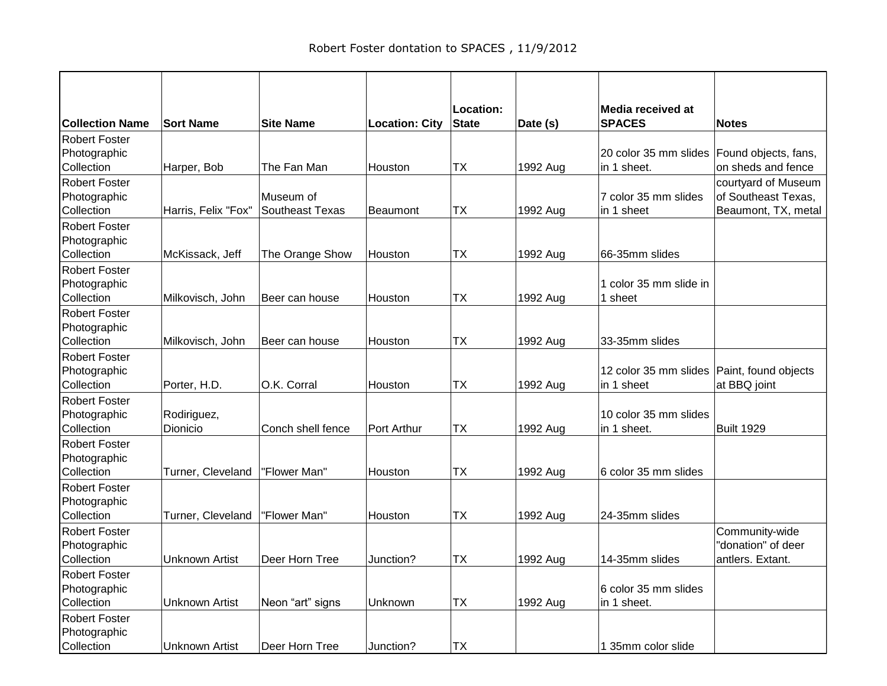Robert Foster dontation to SPACES , 11/9/2012

| Collection Name | Sort Name | Site Name | Location: City | Location: State | Date (s) | Media received at SPACES | Notes |
|---|---|---|---|---|---|---|---|
| Robert Foster Photographic Collection | Harper, Bob | The Fan Man | Houston | TX | 1992 Aug | 20 color 35 mm slides in 1 sheet. | Found objects, fans, on sheds and fence |
| Robert Foster Photographic Collection | Harris, Felix "Fox" | Museum of Southeast Texas | Beaumont | TX | 1992 Aug | 7 color 35 mm slides in 1 sheet | courtyard of Museum of Southeast Texas, Beaumont, TX, metal |
| Robert Foster Photographic Collection | McKissack, Jeff | The Orange Show | Houston | TX | 1992 Aug | 66-35mm slides | |
| Robert Foster Photographic Collection | Milkovisch, John | Beer can house | Houston | TX | 1992 Aug | 1 color 35 mm slide in 1 sheet | |
| Robert Foster Photographic Collection | Milkovisch, John | Beer can house | Houston | TX | 1992 Aug | 33-35mm slides | |
| Robert Foster Photographic Collection | Porter, H.D. | O.K. Corral | Houston | TX | 1992 Aug | 12 color 35 mm slides in 1 sheet | Paint, found objects at BBQ joint |
| Robert Foster Photographic Collection | Rodiriguez, Dionicio | Conch shell fence | Port Arthur | TX | 1992 Aug | 10 color 35 mm slides in 1 sheet. | Built 1929 |
| Robert Foster Photographic Collection | Turner, Cleveland | "Flower Man" | Houston | TX | 1992 Aug | 6 color 35 mm slides | |
| Robert Foster Photographic Collection | Turner, Cleveland | "Flower Man" | Houston | TX | 1992 Aug | 24-35mm slides | |
| Robert Foster Photographic Collection | Unknown Artist | Deer Horn Tree | Junction? | TX | 1992 Aug | 14-35mm slides | Community-wide "donation" of deer antlers. Extant. |
| Robert Foster Photographic Collection | Unknown Artist | Neon "art" signs | Unknown | TX | 1992 Aug | 6 color 35 mm slides in 1 sheet. | |
| Robert Foster Photographic Collection | Unknown Artist | Deer Horn Tree | Junction? | TX | | 1 35mm color slide | |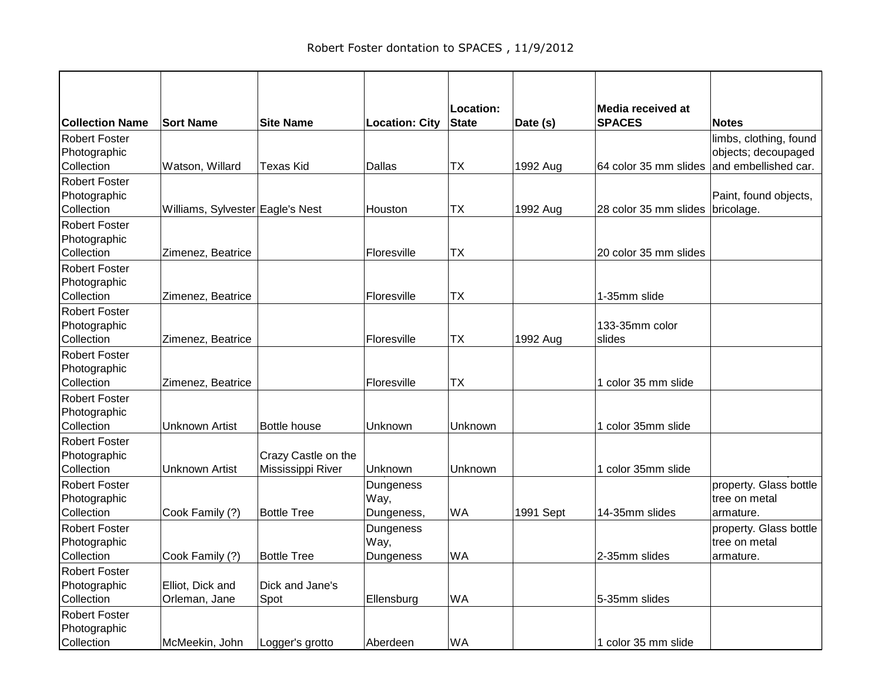Robert Foster dontation to SPACES , 11/9/2012

| Collection Name | Sort Name | Site Name | Location: City | Location: State | Date (s) | Media received at SPACES | Notes |
|---|---|---|---|---|---|---|---|
| Robert Foster Photographic Collection | Watson, Willard | Texas Kid | Dallas | TX | 1992 Aug | 64 color 35 mm slides | limbs, clothing, found objects; decoupaged and embellished car. |
| Robert Foster Photographic Collection | Williams, Sylvester | Eagle's Nest | Houston | TX | 1992 Aug | 28 color 35 mm slides | Paint, found objects, bricolage. |
| Robert Foster Photographic Collection | Zimenez, Beatrice | | Floresville | TX | | 20 color 35 mm slides | |
| Robert Foster Photographic Collection | Zimenez, Beatrice | | Floresville | TX | | 1-35mm slide | |
| Robert Foster Photographic Collection | Zimenez, Beatrice | | Floresville | TX | 1992 Aug | 133-35mm color slides | |
| Robert Foster Photographic Collection | Zimenez, Beatrice | | Floresville | TX | | 1 color 35 mm slide | |
| Robert Foster Photographic Collection | Unknown Artist | Bottle house | Unknown | Unknown | | 1 color 35mm slide | |
| Robert Foster Photographic Collection | Unknown Artist | Crazy Castle on the Mississippi River | Unknown | Unknown | | 1 color 35mm slide | |
| Robert Foster Photographic Collection | Cook Family (?) | Bottle Tree | Dungeness Way, Dungeness, | WA | 1991 Sept | 14-35mm slides | property. Glass bottle tree on metal armature. |
| Robert Foster Photographic Collection | Cook Family (?) | Bottle Tree | Dungeness Way, Dungeness | WA | | 2-35mm slides | property. Glass bottle tree on metal armature. |
| Robert Foster Photographic Collection | Elliot, Dick and Orleman, Jane | Dick and Jane's Spot | Ellensburg | WA | | 5-35mm slides | |
| Robert Foster Photographic Collection | McMeekin, John | Logger's grotto | Aberdeen | WA | | 1 color 35 mm slide | |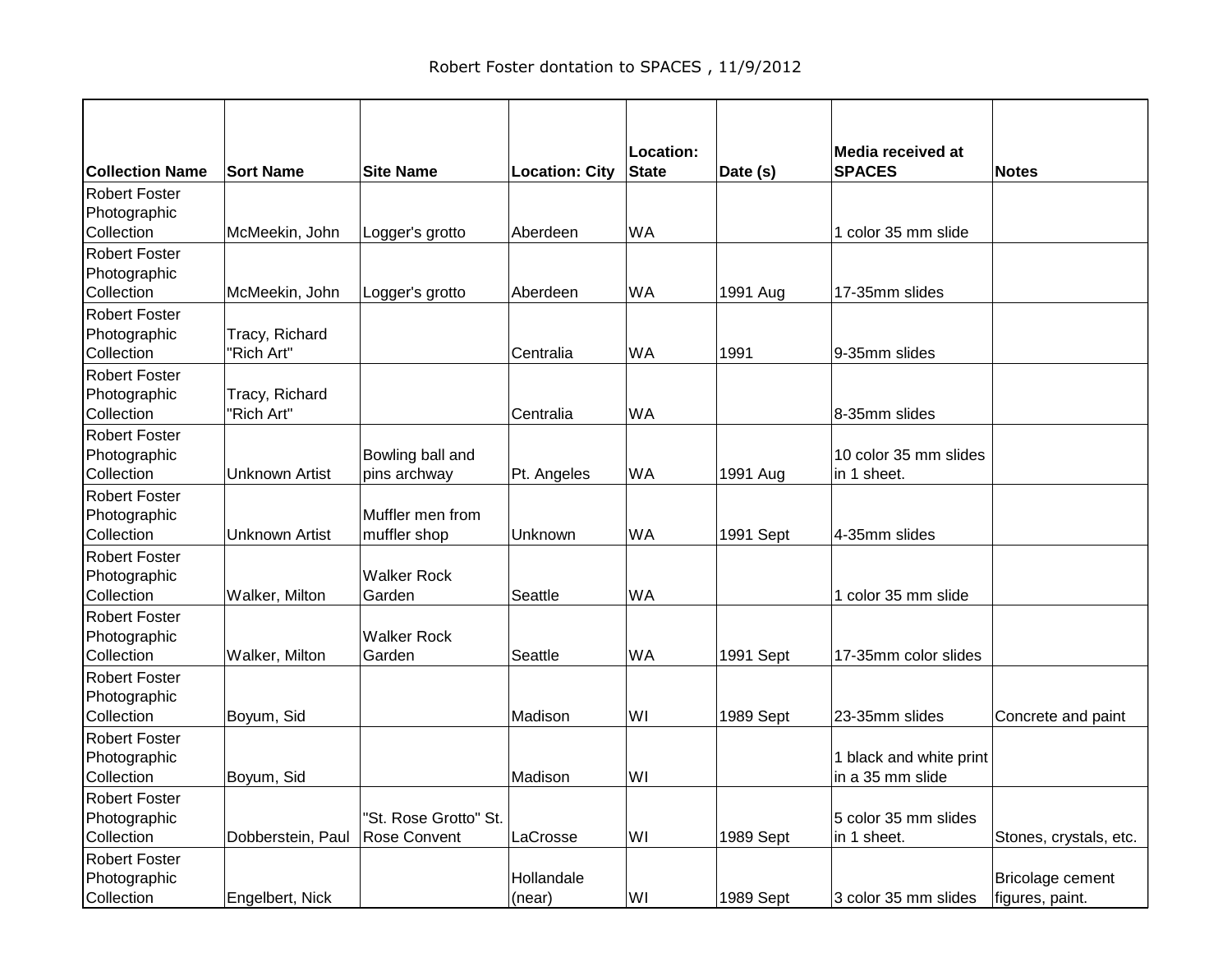Robert Foster dontation to SPACES , 11/9/2012

| Collection Name | Sort Name | Site Name | Location: City | Location: State | Date (s) | Media received at SPACES | Notes |
|---|---|---|---|---|---|---|---|
| Robert Foster Photographic Collection | McMeekin, John | Logger's grotto | Aberdeen | WA | | 1 color 35 mm slide | |
| Robert Foster Photographic Collection | McMeekin, John | Logger's grotto | Aberdeen | WA | 1991 Aug | 17-35mm slides | |
| Robert Foster Photographic Collection | Tracy, Richard "Rich Art" | | Centralia | WA | 1991 | 9-35mm slides | |
| Robert Foster Photographic Collection | Tracy, Richard "Rich Art" | | Centralia | WA | | 8-35mm slides | |
| Robert Foster Photographic Collection | Unknown Artist | Bowling ball and pins archway | Pt. Angeles | WA | 1991 Aug | 10 color 35 mm slides in 1 sheet. | |
| Robert Foster Photographic Collection | Unknown Artist | Muffler men from muffler shop | Unknown | WA | 1991 Sept | 4-35mm slides | |
| Robert Foster Photographic Collection | Walker, Milton | Walker Rock Garden | Seattle | WA | | 1 color 35 mm slide | |
| Robert Foster Photographic Collection | Walker, Milton | Walker Rock Garden | Seattle | WA | 1991 Sept | 17-35mm color slides | |
| Robert Foster Photographic Collection | Boyum, Sid | | Madison | WI | 1989 Sept | 23-35mm slides | Concrete and paint |
| Robert Foster Photographic Collection | Boyum, Sid | | Madison | WI | | 1 black and white print in a 35 mm slide | |
| Robert Foster Photographic Collection | Dobberstein, Paul | "St. Rose Grotto" St. Rose Convent | LaCrosse | WI | 1989 Sept | 5 color 35 mm slides in 1 sheet. | Stones, crystals, etc. |
| Robert Foster Photographic Collection | Engelbert, Nick | | Hollandale (near) | WI | 1989 Sept | 3 color 35 mm slides | Bricolage cement figures, paint. |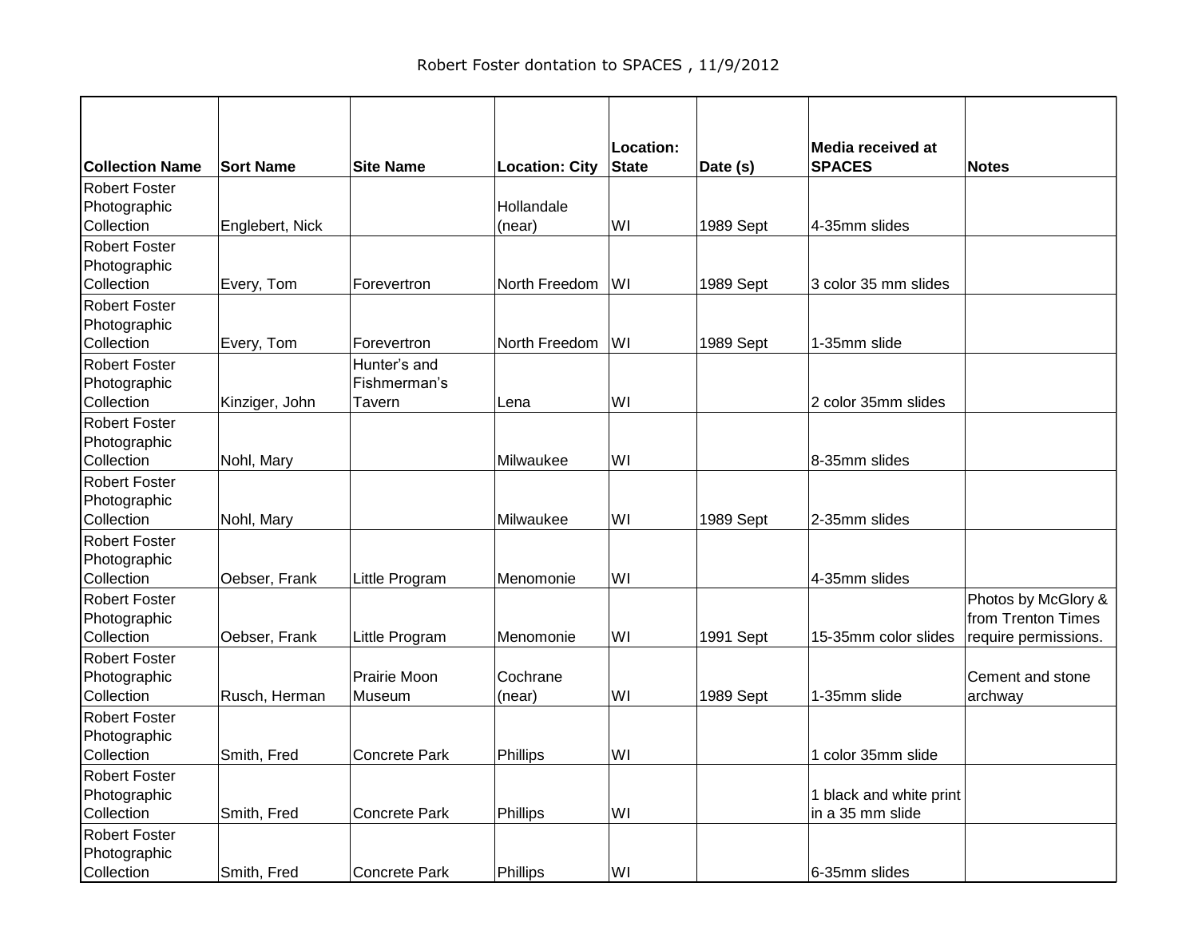Robert Foster dontation to SPACES , 11/9/2012

| Collection Name | Sort Name | Site Name | Location: City | Location: State | Date (s) | Media received at SPACES | Notes |
|---|---|---|---|---|---|---|---|
| Robert Foster Photographic Collection | Englebert, Nick | | Hollandale (near) | WI | 1989 Sept | 4-35mm slides | |
| Robert Foster Photographic Collection | Every, Tom | Forevertron | North Freedom | WI | 1989 Sept | 3 color 35 mm slides | |
| Robert Foster Photographic Collection | Every, Tom | Forevertron | North Freedom | WI | 1989 Sept | 1-35mm slide | |
| Robert Foster Photographic Collection | Kinziger, John | Hunter's and Fishmerman's Tavern | Lena | WI | | 2 color 35mm slides | |
| Robert Foster Photographic Collection | Nohl, Mary | | Milwaukee | WI | | 8-35mm slides | |
| Robert Foster Photographic Collection | Nohl, Mary | | Milwaukee | WI | 1989 Sept | 2-35mm slides | |
| Robert Foster Photographic Collection | Oebser, Frank | Little Program | Menomonie | WI | | 4-35mm slides | |
| Robert Foster Photographic Collection | Oebser, Frank | Little Program | Menomonie | WI | 1991 Sept | 15-35mm color slides | Photos by McGlory & from Trenton Times require permissions. |
| Robert Foster Photographic Collection | Rusch, Herman | Prairie Moon Museum | Cochrane (near) | WI | 1989 Sept | 1-35mm slide | Cement and stone archway |
| Robert Foster Photographic Collection | Smith, Fred | Concrete Park | Phillips | WI | | 1 color 35mm slide | |
| Robert Foster Photographic Collection | Smith, Fred | Concrete Park | Phillips | WI | | 1 black and white print in a 35 mm slide | |
| Robert Foster Photographic Collection | Smith, Fred | Concrete Park | Phillips | WI | | 6-35mm slides | |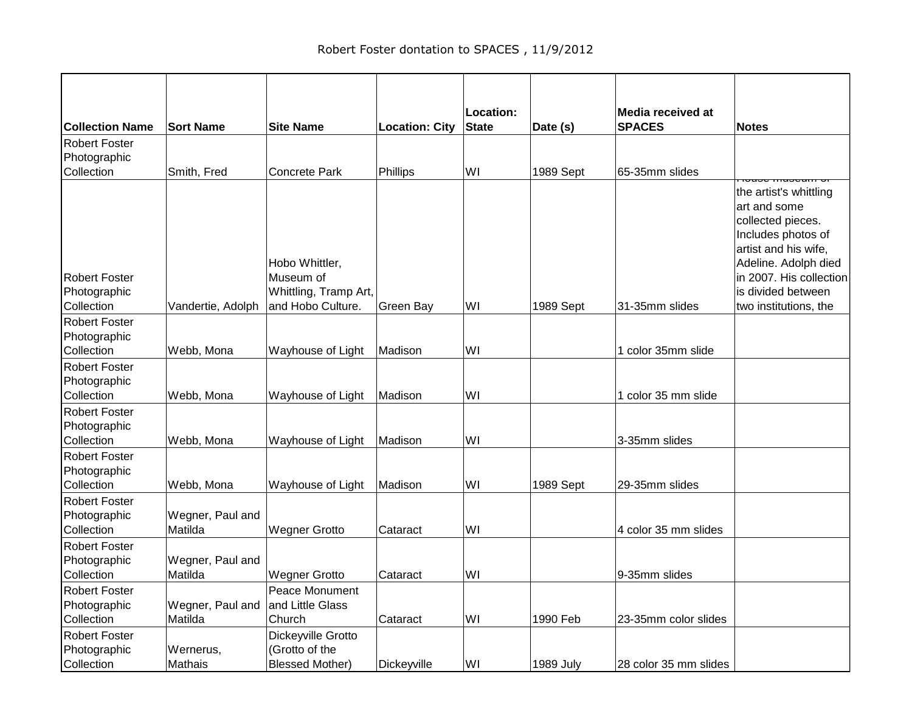Robert Foster dontation to SPACES , 11/9/2012

| Collection Name | Sort Name | Site Name | Location: City | Location: State | Date (s) | Media received at SPACES | Notes |
|---|---|---|---|---|---|---|---|
| Robert Foster Photographic Collection | Smith, Fred | Concrete Park | Phillips | WI | 1989 Sept | 65-35mm slides | |
| Robert Foster Photographic Collection | Vandertie, Adolph | Hobo Whittler, Museum of Whittling, Tramp Art, and Hobo Culture. | Green Bay | WI | 1989 Sept | 31-35mm slides | House museum of the artist's whittling art and some collected pieces. Includes photos of artist and his wife, Adeline. Adolph died in 2007. His collection is divided between two institutions, the |
| Robert Foster Photographic Collection | Webb, Mona | Wayhouse of Light | Madison | WI | | 1 color 35mm slide | |
| Robert Foster Photographic Collection | Webb, Mona | Wayhouse of Light | Madison | WI | | 1 color 35 mm slide | |
| Robert Foster Photographic Collection | Webb, Mona | Wayhouse of Light | Madison | WI | | 3-35mm slides | |
| Robert Foster Photographic Collection | Webb, Mona | Wayhouse of Light | Madison | WI | 1989 Sept | 29-35mm slides | |
| Robert Foster Photographic Collection | Wegner, Paul and Matilda | Wegner Grotto | Cataract | WI | | 4 color 35 mm slides | |
| Robert Foster Photographic Collection | Wegner, Paul and Matilda | Wegner Grotto | Cataract | WI | | 9-35mm slides | |
| Robert Foster Photographic Collection | Wegner, Paul and Matilda | Peace Monument and Little Glass Church | Cataract | WI | 1990 Feb | 23-35mm color slides | |
| Robert Foster Photographic Collection | Wernerus, Mathais | Dickeyville Grotto (Grotto of the Blessed Mother) | Dickeyville | WI | 1989 July | 28 color 35 mm slides | |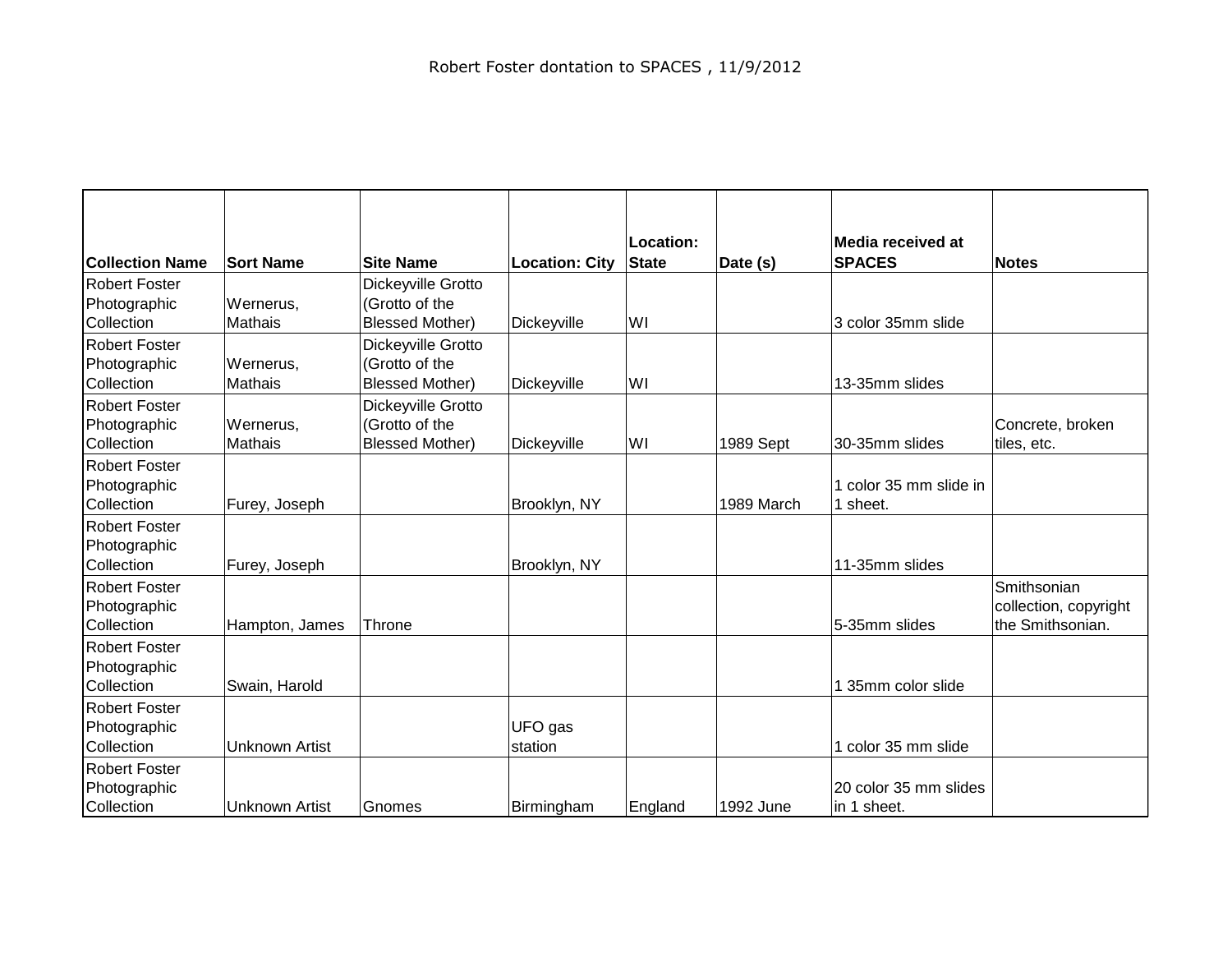Robert Foster dontation to SPACES , 11/9/2012

| Collection Name | Sort Name | Site Name | Location: City | Location: State | Date (s) | Media received at SPACES | Notes |
|---|---|---|---|---|---|---|---|
| Robert Foster Photographic Collection | Wernerus, Mathais | Dickeyville Grotto (Grotto of the Blessed Mother) | Dickeyville | WI | | 3 color 35mm slide | |
| Robert Foster Photographic Collection | Wernerus, Mathais | Dickeyville Grotto (Grotto of the Blessed Mother) | Dickeyville | WI | | 13-35mm slides | |
| Robert Foster Photographic Collection | Wernerus, Mathais | Dickeyville Grotto (Grotto of the Blessed Mother) | Dickeyville | WI | 1989 Sept | 30-35mm slides | Concrete, broken tiles, etc. |
| Robert Foster Photographic Collection | Furey, Joseph | | Brooklyn, NY | | 1989 March | 1 color 35 mm slide in 1 sheet. | |
| Robert Foster Photographic Collection | Furey, Joseph | | Brooklyn, NY | | | 11-35mm slides | |
| Robert Foster Photographic Collection | Hampton, James | Throne | | | | 5-35mm slides | Smithsonian collection, copyright the Smithsonian. |
| Robert Foster Photographic Collection | Swain, Harold | | | | | 1 35mm color slide | |
| Robert Foster Photographic Collection | Unknown Artist | | UFO gas station | | | 1 color 35 mm slide | |
| Robert Foster Photographic Collection | Unknown Artist | Gnomes | Birmingham | England | 1992 June | 20 color 35 mm slides in 1 sheet. | |